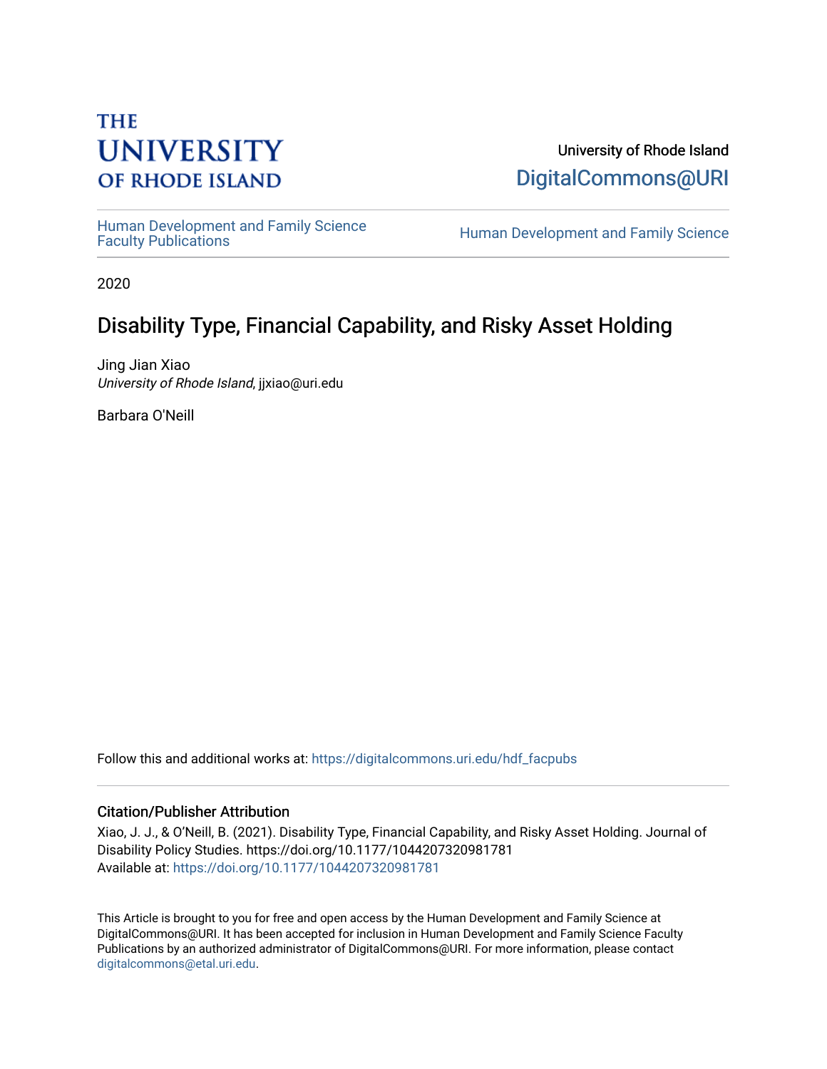THE UNIVERSITY OF RHODE ISLAND

University of Rhode Island
DigitalCommons@URI

Human Development and Family Science Faculty Publications

Human Development and Family Science

2020

# Disability Type, Financial Capability, and Risky Asset Holding

Jing Jian Xiao
*University of Rhode Island*, jjxiao@uri.edu

Barbara O'Neill

Follow this and additional works at: https://digitalcommons.uri.edu/hdf_facpubs

## Citation/Publisher Attribution

Xiao, J. J., & O'Neill, B. (2021). Disability Type, Financial Capability, and Risky Asset Holding. Journal of Disability Policy Studies. https://doi.org/10.1177/1044207320981781
Available at: https://doi.org/10.1177/1044207320981781

This Article is brought to you for free and open access by the Human Development and Family Science at DigitalCommons@URI. It has been accepted for inclusion in Human Development and Family Science Faculty Publications by an authorized administrator of DigitalCommons@URI. For more information, please contact digitalcommons@etal.uri.edu.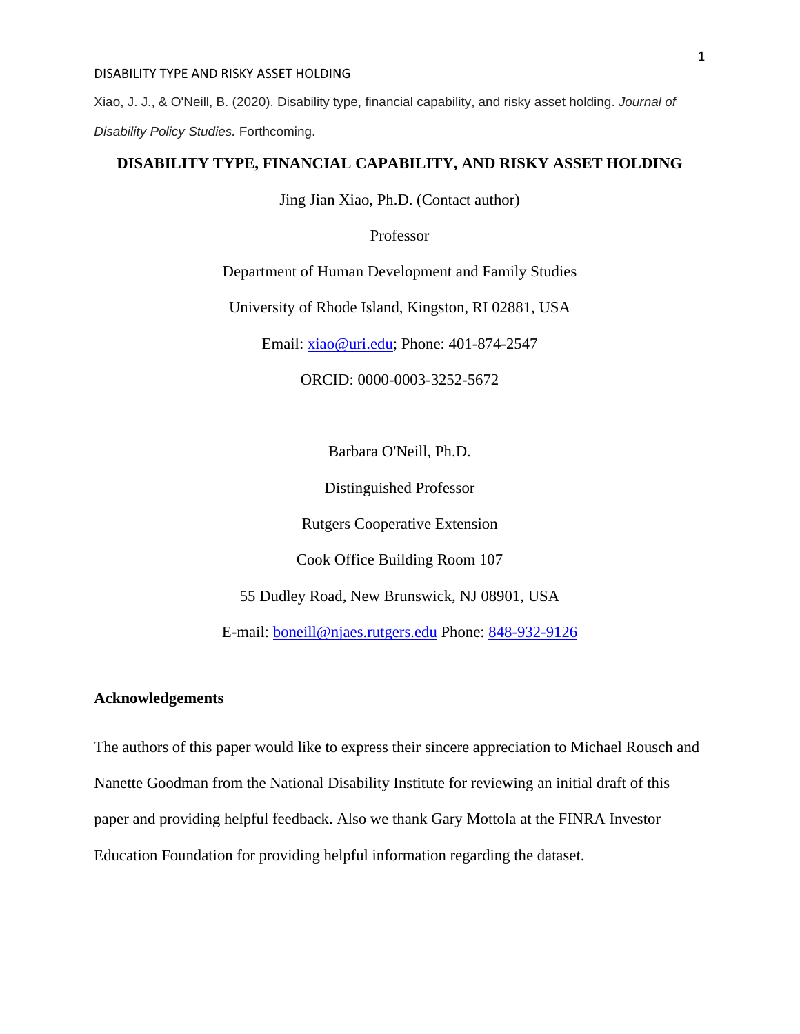Xiao, J. J., & O'Neill, B. (2020). Disability type, financial capability, and risky asset holding. *Journal of Disability Policy Studies.* Forthcoming.

# DISABILITY TYPE, FINANCIAL CAPABILITY, AND RISKY ASSET HOLDING

Jing Jian Xiao, Ph.D. (Contact author)

Professor

Department of Human Development and Family Studies

University of Rhode Island, Kingston, RI 02881, USA

Email: xiao@uri.edu; Phone: 401-874-2547

ORCID: 0000-0003-3252-5672

Barbara O'Neill, Ph.D.

Distinguished Professor

Rutgers Cooperative Extension

Cook Office Building Room 107

55 Dudley Road, New Brunswick, NJ 08901, USA

E-mail: boneill@njaes.rutgers.edu Phone: 848-932-9126

## Acknowledgements

The authors of this paper would like to express their sincere appreciation to Michael Rousch and Nanette Goodman from the National Disability Institute for reviewing an initial draft of this paper and providing helpful feedback. Also we thank Gary Mottola at the FINRA Investor Education Foundation for providing helpful information regarding the dataset.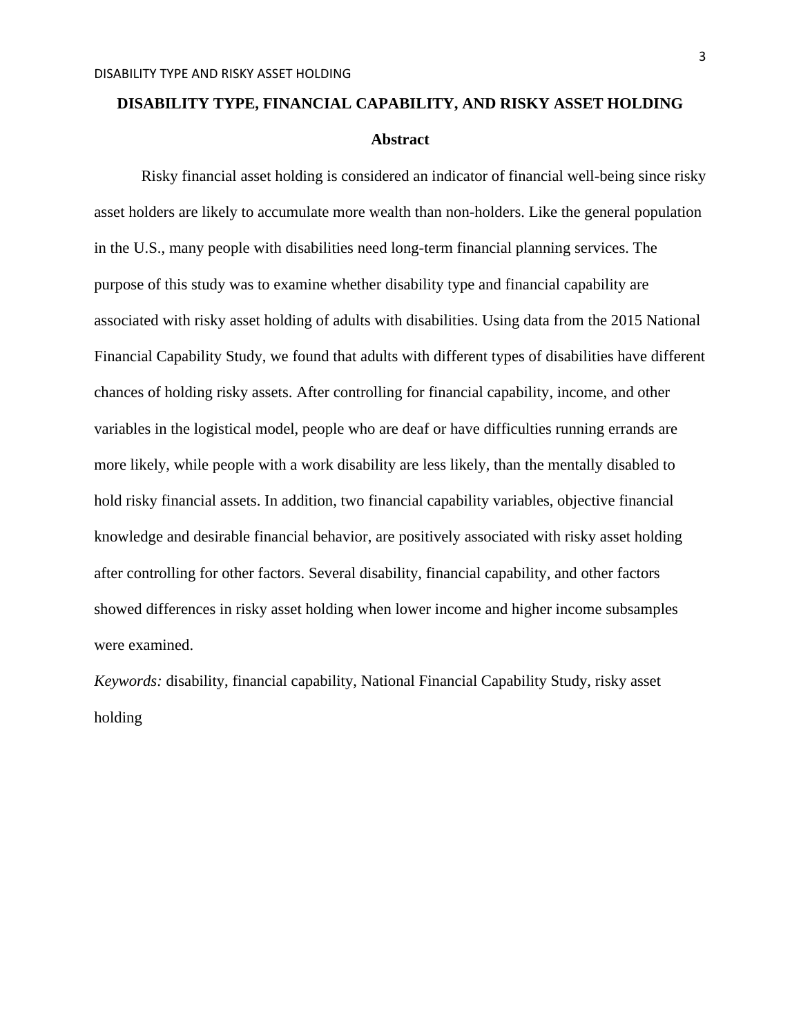# DISABILITY TYPE, FINANCIAL CAPABILITY, AND RISKY ASSET HOLDING

## Abstract

Risky financial asset holding is considered an indicator of financial well-being since risky asset holders are likely to accumulate more wealth than non-holders. Like the general population in the U.S., many people with disabilities need long-term financial planning services. The purpose of this study was to examine whether disability type and financial capability are associated with risky asset holding of adults with disabilities. Using data from the 2015 National Financial Capability Study, we found that adults with different types of disabilities have different chances of holding risky assets. After controlling for financial capability, income, and other variables in the logistical model, people who are deaf or have difficulties running errands are more likely, while people with a work disability are less likely, than the mentally disabled to hold risky financial assets. In addition, two financial capability variables, objective financial knowledge and desirable financial behavior, are positively associated with risky asset holding after controlling for other factors. Several disability, financial capability, and other factors showed differences in risky asset holding when lower income and higher income subsamples were examined.

*Keywords:* disability, financial capability, National Financial Capability Study, risky asset holding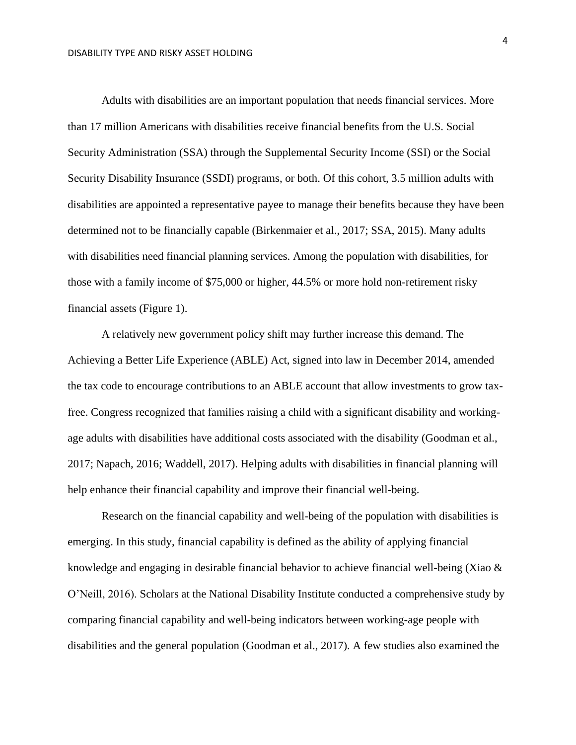Adults with disabilities are an important population that needs financial services. More than 17 million Americans with disabilities receive financial benefits from the U.S. Social Security Administration (SSA) through the Supplemental Security Income (SSI) or the Social Security Disability Insurance (SSDI) programs, or both. Of this cohort, 3.5 million adults with disabilities are appointed a representative payee to manage their benefits because they have been determined not to be financially capable (Birkenmaier et al., 2017; SSA, 2015). Many adults with disabilities need financial planning services. Among the population with disabilities, for those with a family income of $75,000 or higher, 44.5% or more hold non-retirement risky financial assets (Figure 1).

A relatively new government policy shift may further increase this demand. The Achieving a Better Life Experience (ABLE) Act, signed into law in December 2014, amended the tax code to encourage contributions to an ABLE account that allow investments to grow tax-free. Congress recognized that families raising a child with a significant disability and working-age adults with disabilities have additional costs associated with the disability (Goodman et al., 2017; Napach, 2016; Waddell, 2017). Helping adults with disabilities in financial planning will help enhance their financial capability and improve their financial well-being.

Research on the financial capability and well-being of the population with disabilities is emerging. In this study, financial capability is defined as the ability of applying financial knowledge and engaging in desirable financial behavior to achieve financial well-being (Xiao & O'Neill, 2016). Scholars at the National Disability Institute conducted a comprehensive study by comparing financial capability and well-being indicators between working-age people with disabilities and the general population (Goodman et al., 2017). A few studies also examined the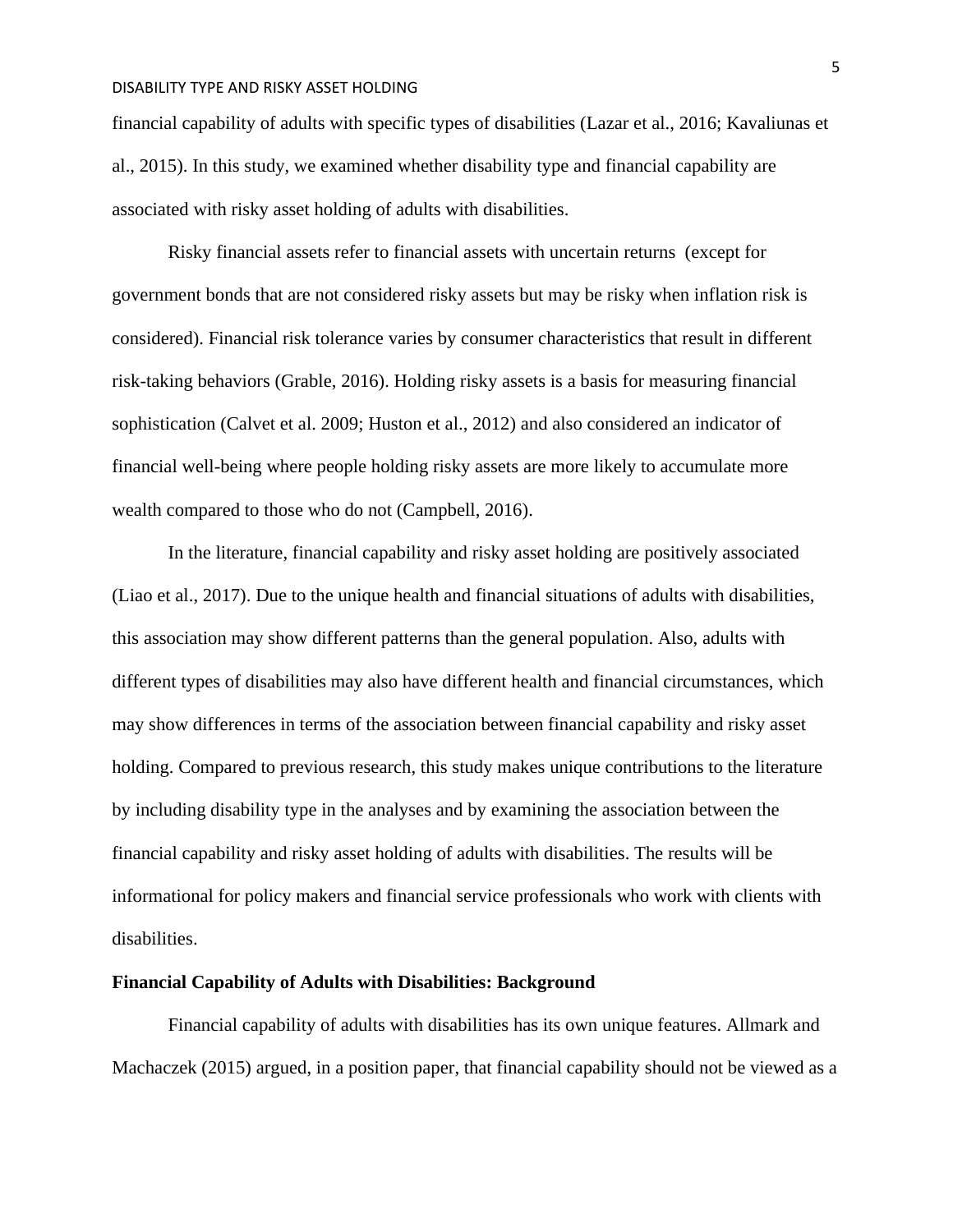financial capability of adults with specific types of disabilities (Lazar et al., 2016; Kavaliunas et al., 2015). In this study, we examined whether disability type and financial capability are associated with risky asset holding of adults with disabilities.

Risky financial assets refer to financial assets with uncertain returns (except for government bonds that are not considered risky assets but may be risky when inflation risk is considered). Financial risk tolerance varies by consumer characteristics that result in different risk-taking behaviors (Grable, 2016). Holding risky assets is a basis for measuring financial sophistication (Calvet et al. 2009; Huston et al., 2012) and also considered an indicator of financial well-being where people holding risky assets are more likely to accumulate more wealth compared to those who do not (Campbell, 2016).

In the literature, financial capability and risky asset holding are positively associated (Liao et al., 2017). Due to the unique health and financial situations of adults with disabilities, this association may show different patterns than the general population. Also, adults with different types of disabilities may also have different health and financial circumstances, which may show differences in terms of the association between financial capability and risky asset holding. Compared to previous research, this study makes unique contributions to the literature by including disability type in the analyses and by examining the association between the financial capability and risky asset holding of adults with disabilities. The results will be informational for policy makers and financial service professionals who work with clients with disabilities.

**Financial Capability of Adults with Disabilities: Background**

Financial capability of adults with disabilities has its own unique features. Allmark and Machaczek (2015) argued, in a position paper, that financial capability should not be viewed as a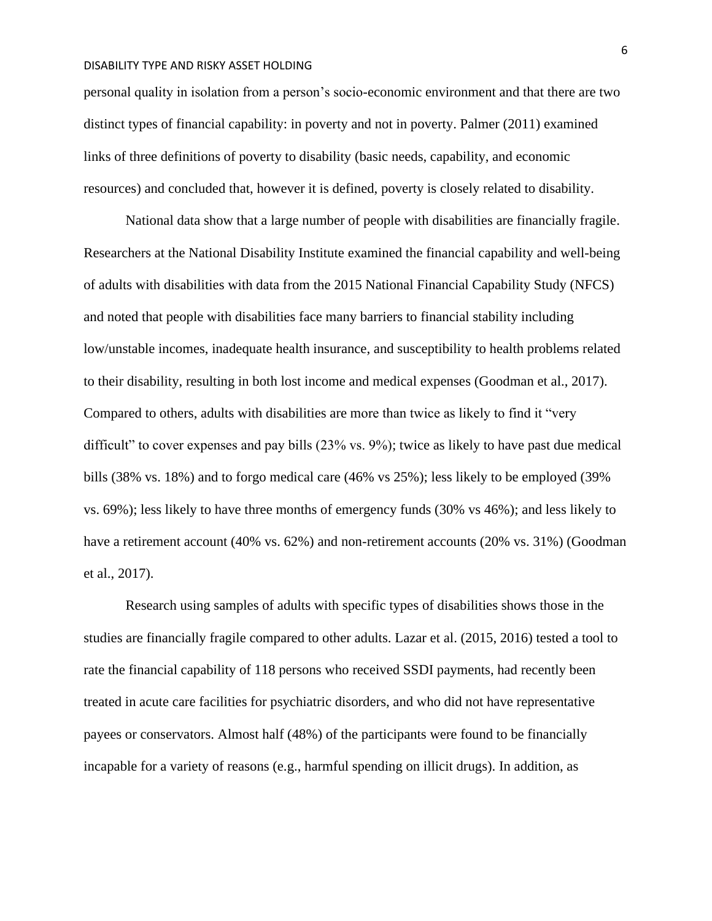personal quality in isolation from a person's socio-economic environment and that there are two distinct types of financial capability: in poverty and not in poverty. Palmer (2011) examined links of three definitions of poverty to disability (basic needs, capability, and economic resources) and concluded that, however it is defined, poverty is closely related to disability.

National data show that a large number of people with disabilities are financially fragile. Researchers at the National Disability Institute examined the financial capability and well-being of adults with disabilities with data from the 2015 National Financial Capability Study (NFCS) and noted that people with disabilities face many barriers to financial stability including low/unstable incomes, inadequate health insurance, and susceptibility to health problems related to their disability, resulting in both lost income and medical expenses (Goodman et al., 2017). Compared to others, adults with disabilities are more than twice as likely to find it "very difficult" to cover expenses and pay bills (23% vs. 9%); twice as likely to have past due medical bills (38% vs. 18%) and to forgo medical care (46% vs 25%); less likely to be employed (39% vs. 69%); less likely to have three months of emergency funds (30% vs 46%); and less likely to have a retirement account (40% vs. 62%) and non-retirement accounts (20% vs. 31%) (Goodman et al., 2017).

Research using samples of adults with specific types of disabilities shows those in the studies are financially fragile compared to other adults. Lazar et al. (2015, 2016) tested a tool to rate the financial capability of 118 persons who received SSDI payments, had recently been treated in acute care facilities for psychiatric disorders, and who did not have representative payees or conservators. Almost half (48%) of the participants were found to be financially incapable for a variety of reasons (e.g., harmful spending on illicit drugs). In addition, as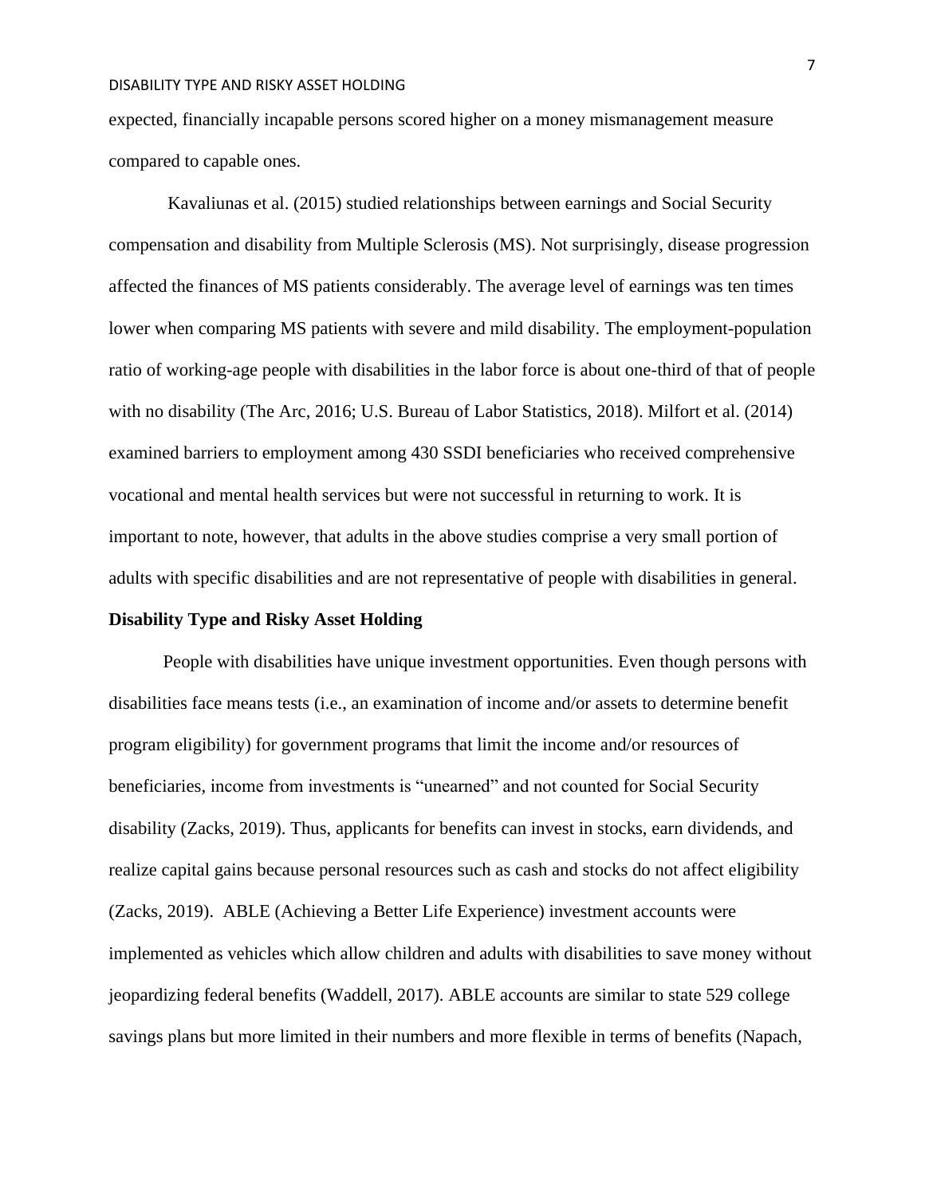expected, financially incapable persons scored higher on a money mismanagement measure compared to capable ones.

Kavaliunas et al. (2015) studied relationships between earnings and Social Security compensation and disability from Multiple Sclerosis (MS). Not surprisingly, disease progression affected the finances of MS patients considerably. The average level of earnings was ten times lower when comparing MS patients with severe and mild disability. The employment-population ratio of working-age people with disabilities in the labor force is about one-third of that of people with no disability (The Arc, 2016; U.S. Bureau of Labor Statistics, 2018). Milfort et al. (2014) examined barriers to employment among 430 SSDI beneficiaries who received comprehensive vocational and mental health services but were not successful in returning to work. It is important to note, however, that adults in the above studies comprise a very small portion of adults with specific disabilities and are not representative of people with disabilities in general.

**Disability Type and Risky Asset Holding**

People with disabilities have unique investment opportunities. Even though persons with disabilities face means tests (i.e., an examination of income and/or assets to determine benefit program eligibility) for government programs that limit the income and/or resources of beneficiaries, income from investments is "unearned" and not counted for Social Security disability (Zacks, 2019). Thus, applicants for benefits can invest in stocks, earn dividends, and realize capital gains because personal resources such as cash and stocks do not affect eligibility (Zacks, 2019). ABLE (Achieving a Better Life Experience) investment accounts were implemented as vehicles which allow children and adults with disabilities to save money without jeopardizing federal benefits (Waddell, 2017). ABLE accounts are similar to state 529 college savings plans but more limited in their numbers and more flexible in terms of benefits (Napach,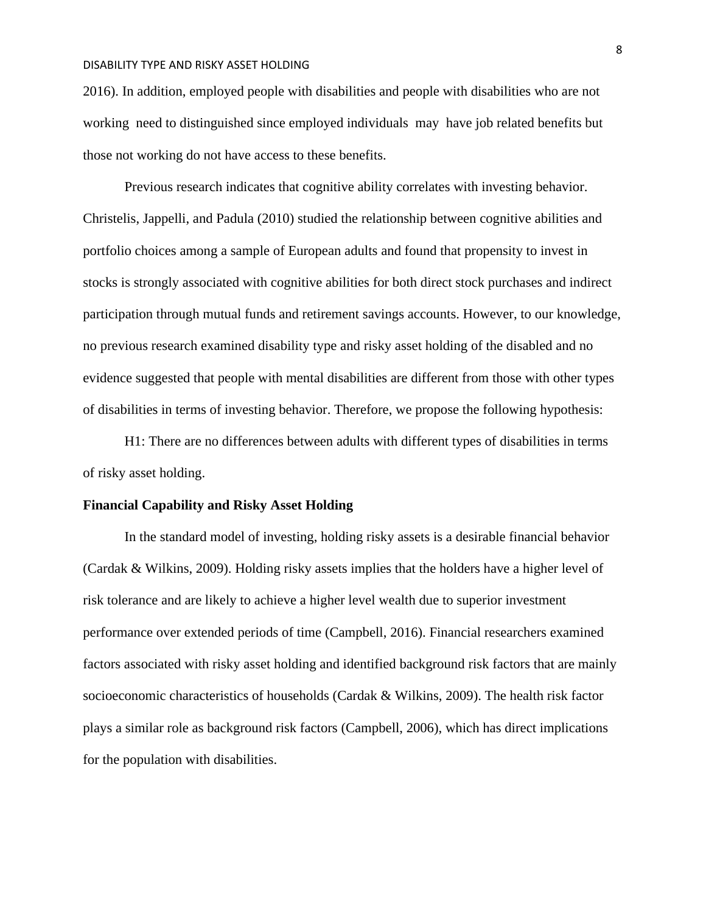2016). In addition, employed people with disabilities and people with disabilities who are not working need to distinguished since employed individuals may have job related benefits but those not working do not have access to these benefits.

Previous research indicates that cognitive ability correlates with investing behavior. Christelis, Jappelli, and Padula (2010) studied the relationship between cognitive abilities and portfolio choices among a sample of European adults and found that propensity to invest in stocks is strongly associated with cognitive abilities for both direct stock purchases and indirect participation through mutual funds and retirement savings accounts. However, to our knowledge, no previous research examined disability type and risky asset holding of the disabled and no evidence suggested that people with mental disabilities are different from those with other types of disabilities in terms of investing behavior. Therefore, we propose the following hypothesis:

H1: There are no differences between adults with different types of disabilities in terms of risky asset holding.

**Financial Capability and Risky Asset Holding**

In the standard model of investing, holding risky assets is a desirable financial behavior (Cardak & Wilkins, 2009). Holding risky assets implies that the holders have a higher level of risk tolerance and are likely to achieve a higher level wealth due to superior investment performance over extended periods of time (Campbell, 2016). Financial researchers examined factors associated with risky asset holding and identified background risk factors that are mainly socioeconomic characteristics of households (Cardak & Wilkins, 2009). The health risk factor plays a similar role as background risk factors (Campbell, 2006), which has direct implications for the population with disabilities.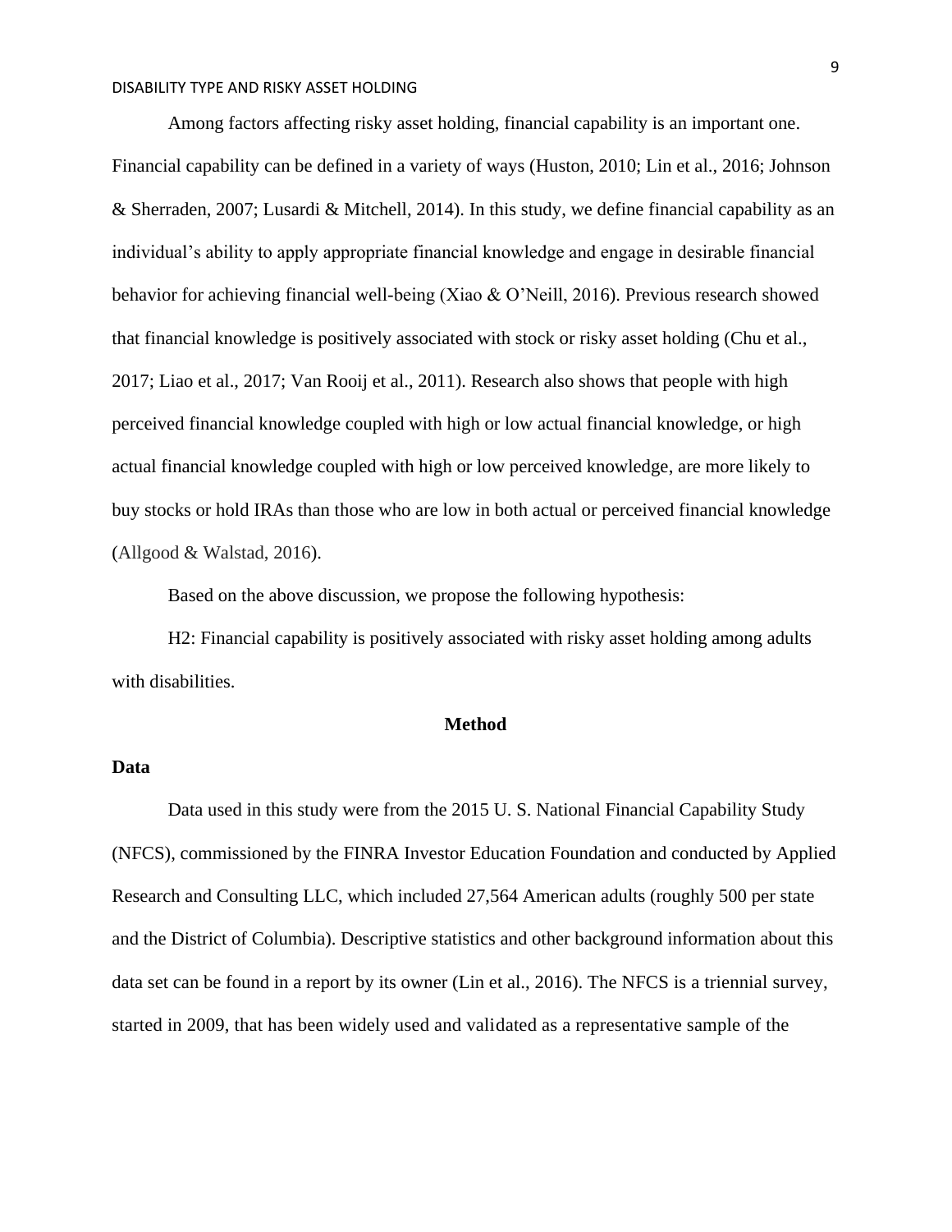Among factors affecting risky asset holding, financial capability is an important one. Financial capability can be defined in a variety of ways (Huston, 2010; Lin et al., 2016; Johnson & Sherraden, 2007; Lusardi & Mitchell, 2014). In this study, we define financial capability as an individual's ability to apply appropriate financial knowledge and engage in desirable financial behavior for achieving financial well-being (Xiao & O'Neill, 2016). Previous research showed that financial knowledge is positively associated with stock or risky asset holding (Chu et al., 2017; Liao et al., 2017; Van Rooij et al., 2011). Research also shows that people with high perceived financial knowledge coupled with high or low actual financial knowledge, or high actual financial knowledge coupled with high or low perceived knowledge, are more likely to buy stocks or hold IRAs than those who are low in both actual or perceived financial knowledge (Allgood & Walstad, 2016).

Based on the above discussion, we propose the following hypothesis:

H2: Financial capability is positively associated with risky asset holding among adults with disabilities.

## Method

### Data

Data used in this study were from the 2015 U. S. National Financial Capability Study (NFCS), commissioned by the FINRA Investor Education Foundation and conducted by Applied Research and Consulting LLC, which included 27,564 American adults (roughly 500 per state and the District of Columbia). Descriptive statistics and other background information about this data set can be found in a report by its owner (Lin et al., 2016). The NFCS is a triennial survey, started in 2009, that has been widely used and validated as a representative sample of the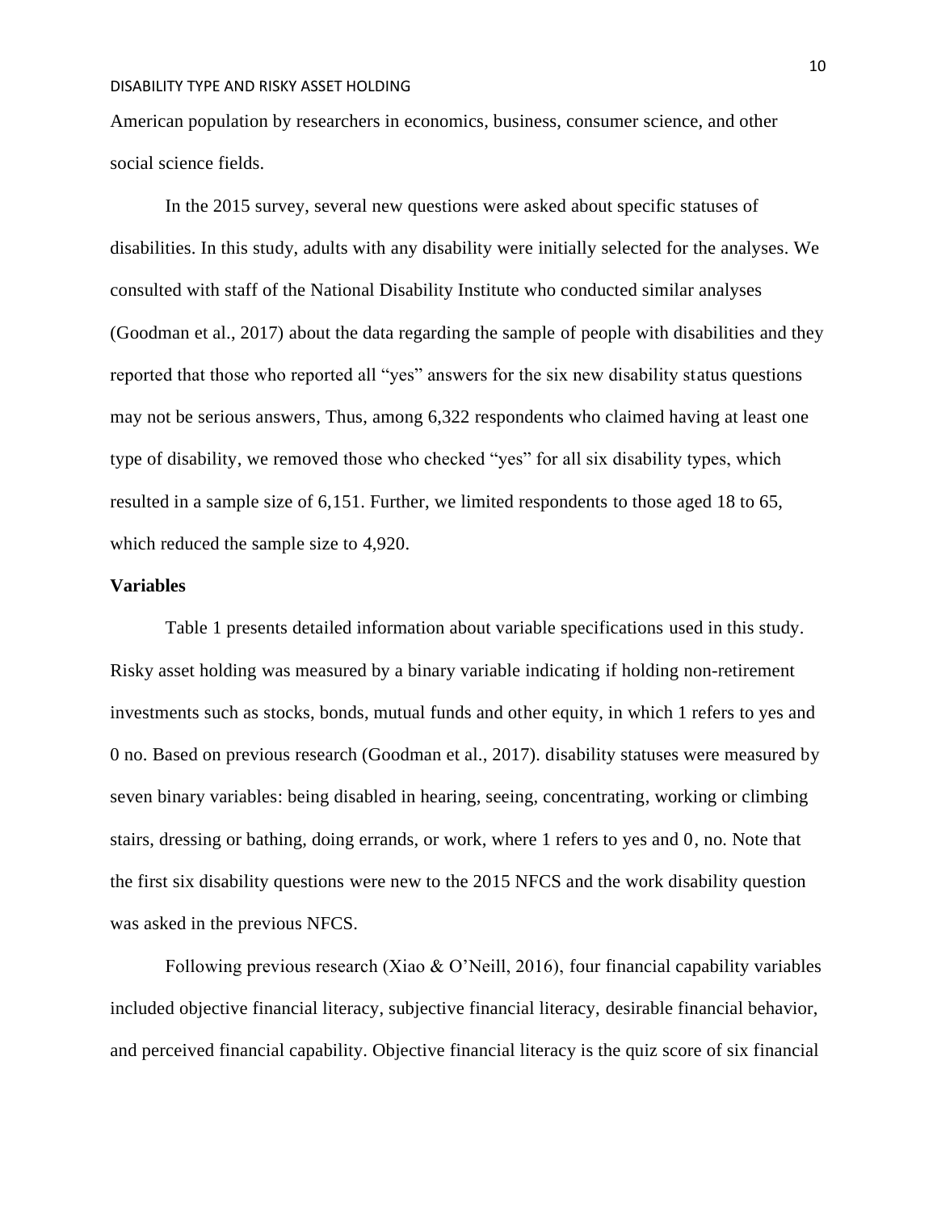American population by researchers in economics, business, consumer science, and other social science fields.

In the 2015 survey, several new questions were asked about specific statuses of disabilities. In this study, adults with any disability were initially selected for the analyses. We consulted with staff of the National Disability Institute who conducted similar analyses (Goodman et al., 2017) about the data regarding the sample of people with disabilities and they reported that those who reported all "yes" answers for the six new disability status questions may not be serious answers, Thus, among 6,322 respondents who claimed having at least one type of disability, we removed those who checked "yes" for all six disability types, which resulted in a sample size of 6,151. Further, we limited respondents to those aged 18 to 65, which reduced the sample size to 4,920.

**Variables**

Table 1 presents detailed information about variable specifications used in this study. Risky asset holding was measured by a binary variable indicating if holding non-retirement investments such as stocks, bonds, mutual funds and other equity, in which 1 refers to yes and 0 no. Based on previous research (Goodman et al., 2017). disability statuses were measured by seven binary variables: being disabled in hearing, seeing, concentrating, working or climbing stairs, dressing or bathing, doing errands, or work, where 1 refers to yes and 0, no. Note that the first six disability questions were new to the 2015 NFCS and the work disability question was asked in the previous NFCS.

Following previous research (Xiao & O'Neill, 2016), four financial capability variables included objective financial literacy, subjective financial literacy, desirable financial behavior, and perceived financial capability. Objective financial literacy is the quiz score of six financial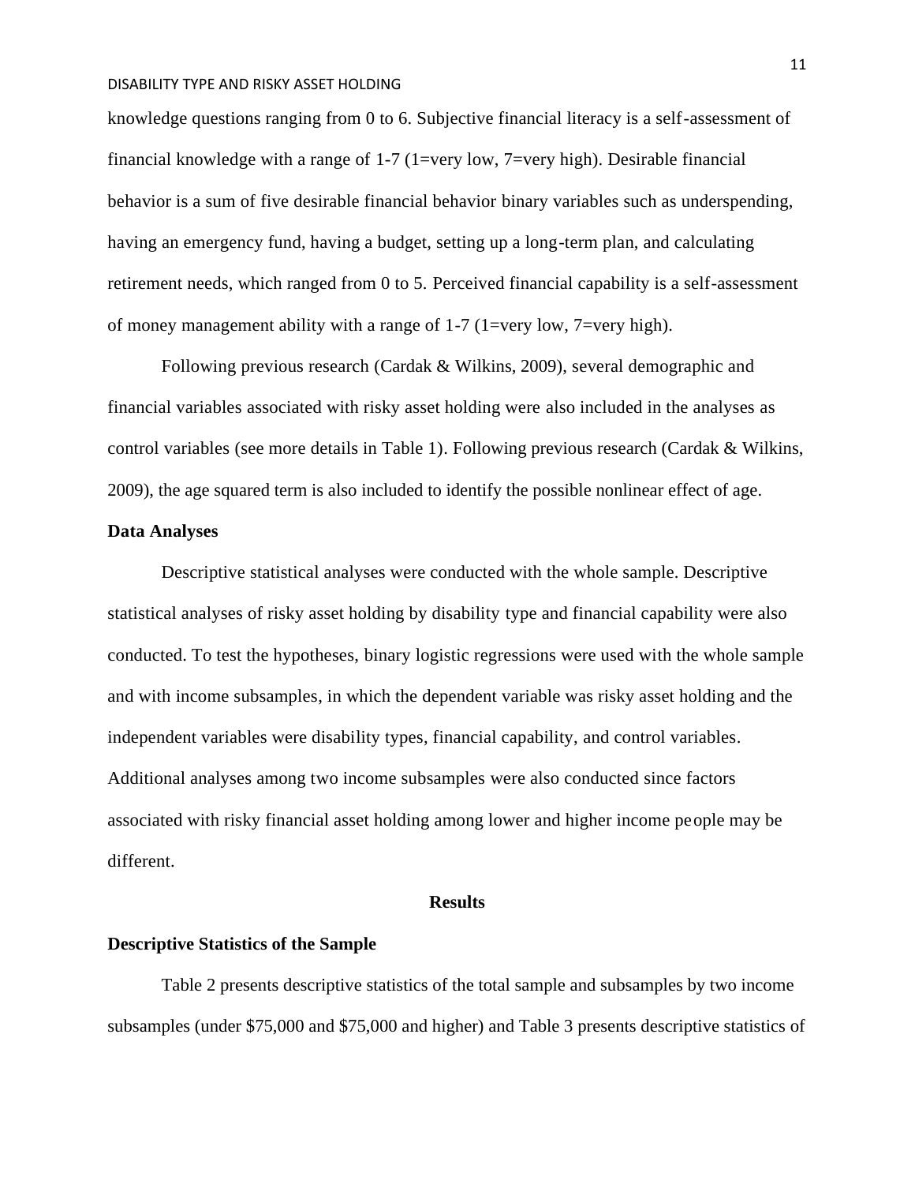knowledge questions ranging from 0 to 6. Subjective financial literacy is a self-assessment of financial knowledge with a range of 1-7 (1=very low, 7=very high). Desirable financial behavior is a sum of five desirable financial behavior binary variables such as underspending, having an emergency fund, having a budget, setting up a long-term plan, and calculating retirement needs, which ranged from 0 to 5. Perceived financial capability is a self-assessment of money management ability with a range of 1-7 (1=very low, 7=very high).

Following previous research (Cardak & Wilkins, 2009), several demographic and financial variables associated with risky asset holding were also included in the analyses as control variables (see more details in Table 1). Following previous research (Cardak & Wilkins, 2009), the age squared term is also included to identify the possible nonlinear effect of age.

## Data Analyses

Descriptive statistical analyses were conducted with the whole sample. Descriptive statistical analyses of risky asset holding by disability type and financial capability were also conducted. To test the hypotheses, binary logistic regressions were used with the whole sample and with income subsamples, in which the dependent variable was risky asset holding and the independent variables were disability types, financial capability, and control variables. Additional analyses among two income subsamples were also conducted since factors associated with risky financial asset holding among lower and higher income people may be different.

# Results

## Descriptive Statistics of the Sample

Table 2 presents descriptive statistics of the total sample and subsamples by two income subsamples (under $75,000 and $75,000 and higher) and Table 3 presents descriptive statistics of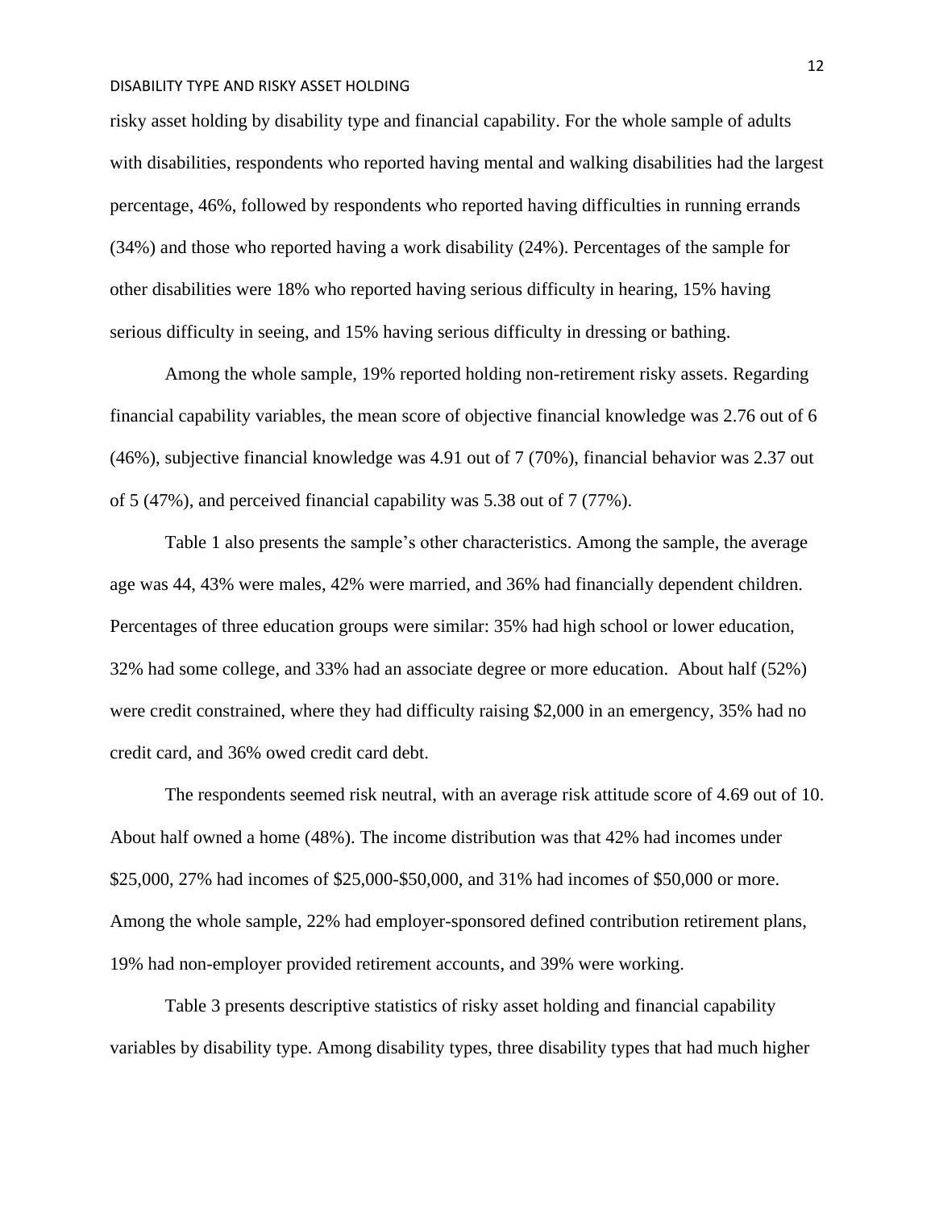risky asset holding by disability type and financial capability. For the whole sample of adults with disabilities, respondents who reported having mental and walking disabilities had the largest percentage, 46%, followed by respondents who reported having difficulties in running errands (34%) and those who reported having a work disability (24%). Percentages of the sample for other disabilities were 18% who reported having serious difficulty in hearing, 15% having serious difficulty in seeing, and 15% having serious difficulty in dressing or bathing.

Among the whole sample, 19% reported holding non-retirement risky assets. Regarding financial capability variables, the mean score of objective financial knowledge was 2.76 out of 6 (46%), subjective financial knowledge was 4.91 out of 7 (70%), financial behavior was 2.37 out of 5 (47%), and perceived financial capability was 5.38 out of 7 (77%).

Table 1 also presents the sample's other characteristics. Among the sample, the average age was 44, 43% were males, 42% were married, and 36% had financially dependent children. Percentages of three education groups were similar: 35% had high school or lower education, 32% had some college, and 33% had an associate degree or more education. About half (52%) were credit constrained, where they had difficulty raising $2,000 in an emergency, 35% had no credit card, and 36% owed credit card debt.

The respondents seemed risk neutral, with an average risk attitude score of 4.69 out of 10. About half owned a home (48%). The income distribution was that 42% had incomes under $25,000, 27% had incomes of $25,000-$50,000, and 31% had incomes of $50,000 or more. Among the whole sample, 22% had employer-sponsored defined contribution retirement plans, 19% had non-employer provided retirement accounts, and 39% were working.

Table 3 presents descriptive statistics of risky asset holding and financial capability variables by disability type. Among disability types, three disability types that had much higher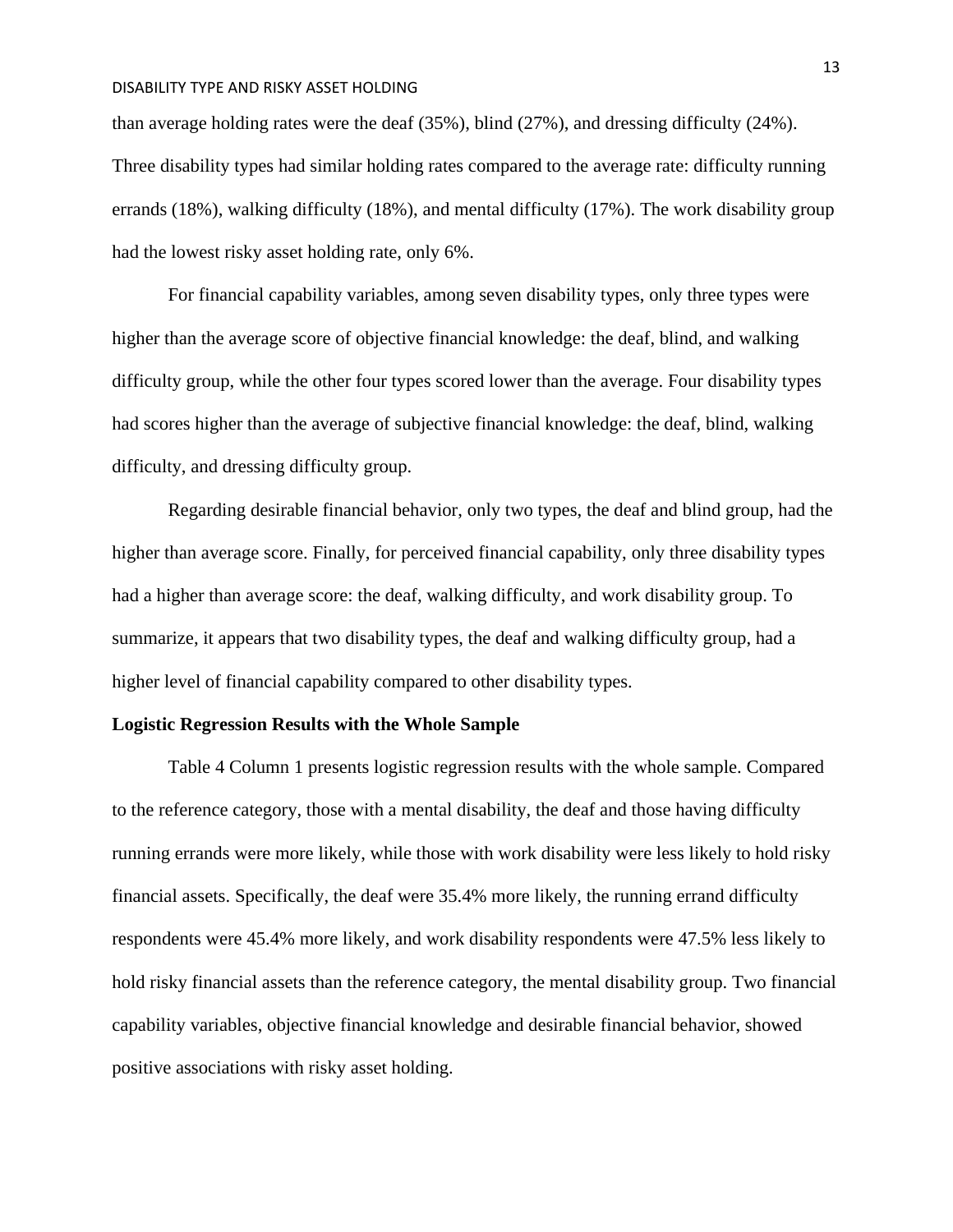than average holding rates were the deaf (35%), blind (27%), and dressing difficulty (24%). Three disability types had similar holding rates compared to the average rate: difficulty running errands (18%), walking difficulty (18%), and mental difficulty (17%). The work disability group had the lowest risky asset holding rate, only 6%.

For financial capability variables, among seven disability types, only three types were higher than the average score of objective financial knowledge: the deaf, blind, and walking difficulty group, while the other four types scored lower than the average. Four disability types had scores higher than the average of subjective financial knowledge: the deaf, blind, walking difficulty, and dressing difficulty group.

Regarding desirable financial behavior, only two types, the deaf and blind group, had the higher than average score. Finally, for perceived financial capability, only three disability types had a higher than average score: the deaf, walking difficulty, and work disability group. To summarize, it appears that two disability types, the deaf and walking difficulty group, had a higher level of financial capability compared to other disability types.

**Logistic Regression Results with the Whole Sample**

Table 4 Column 1 presents logistic regression results with the whole sample. Compared to the reference category, those with a mental disability, the deaf and those having difficulty running errands were more likely, while those with work disability were less likely to hold risky financial assets. Specifically, the deaf were 35.4% more likely, the running errand difficulty respondents were 45.4% more likely, and work disability respondents were 47.5% less likely to hold risky financial assets than the reference category, the mental disability group. Two financial capability variables, objective financial knowledge and desirable financial behavior, showed positive associations with risky asset holding.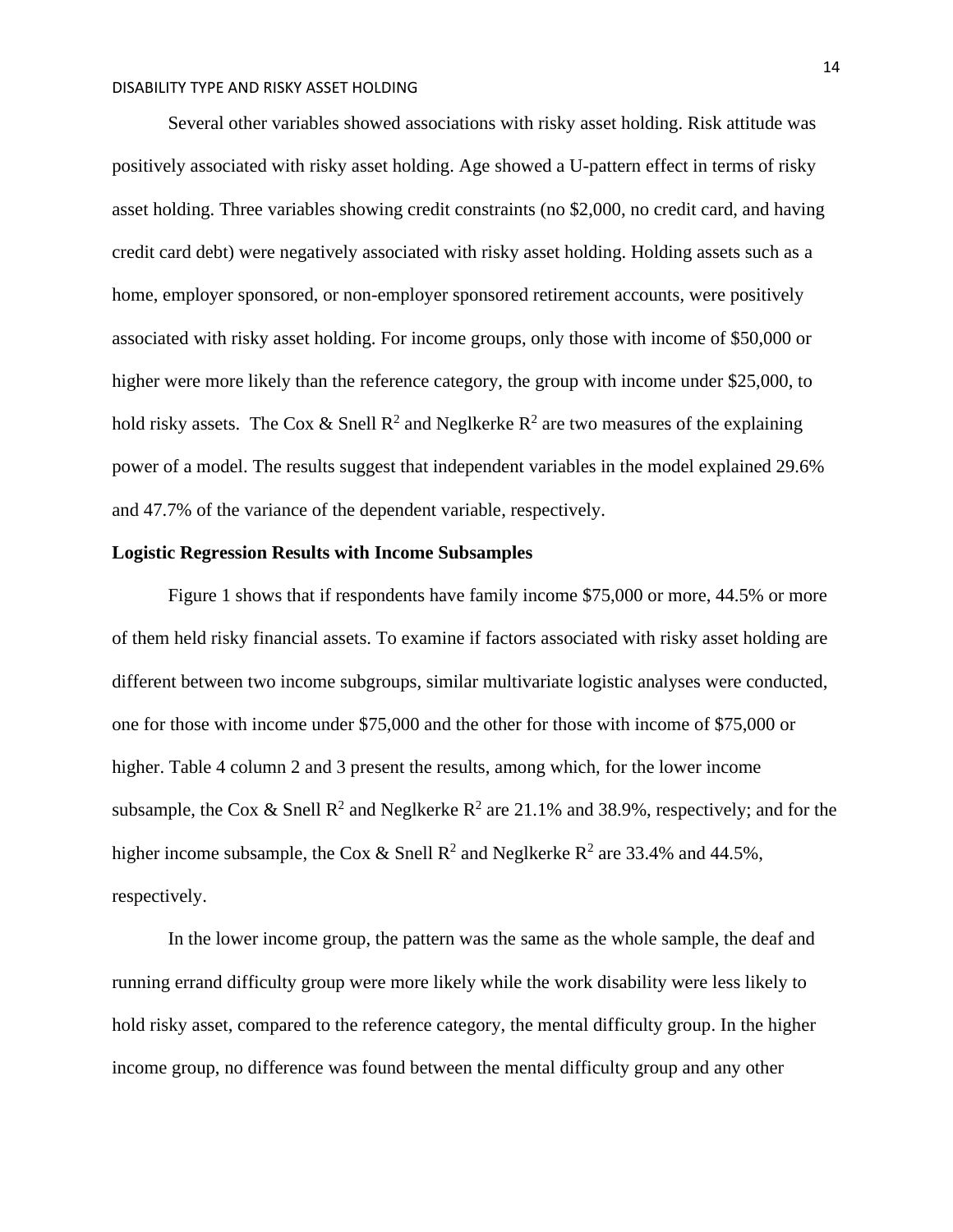Several other variables showed associations with risky asset holding. Risk attitude was positively associated with risky asset holding. Age showed a U-pattern effect in terms of risky asset holding. Three variables showing credit constraints (no $2,000, no credit card, and having credit card debt) were negatively associated with risky asset holding. Holding assets such as a home, employer sponsored, or non-employer sponsored retirement accounts, were positively associated with risky asset holding. For income groups, only those with income of $50,000 or higher were more likely than the reference category, the group with income under $25,000, to hold risky assets. The Cox & Snell $R^2$ and Neglkerke $R^2$ are two measures of the explaining power of a model. The results suggest that independent variables in the model explained 29.6% and 47.7% of the variance of the dependent variable, respectively.

**Logistic Regression Results with Income Subsamples**

Figure 1 shows that if respondents have family income $75,000 or more, 44.5% or more of them held risky financial assets. To examine if factors associated with risky asset holding are different between two income subgroups, similar multivariate logistic analyses were conducted, one for those with income under $75,000 and the other for those with income of $75,000 or higher. Table 4 column 2 and 3 present the results, among which, for the lower income subsample, the Cox & Snell $R^2$ and Neglkerke $R^2$ are 21.1% and 38.9%, respectively; and for the higher income subsample, the Cox & Snell $R^2$ and Neglkerke $R^2$ are 33.4% and 44.5%, respectively.

In the lower income group, the pattern was the same as the whole sample, the deaf and running errand difficulty group were more likely while the work disability were less likely to hold risky asset, compared to the reference category, the mental difficulty group. In the higher income group, no difference was found between the mental difficulty group and any other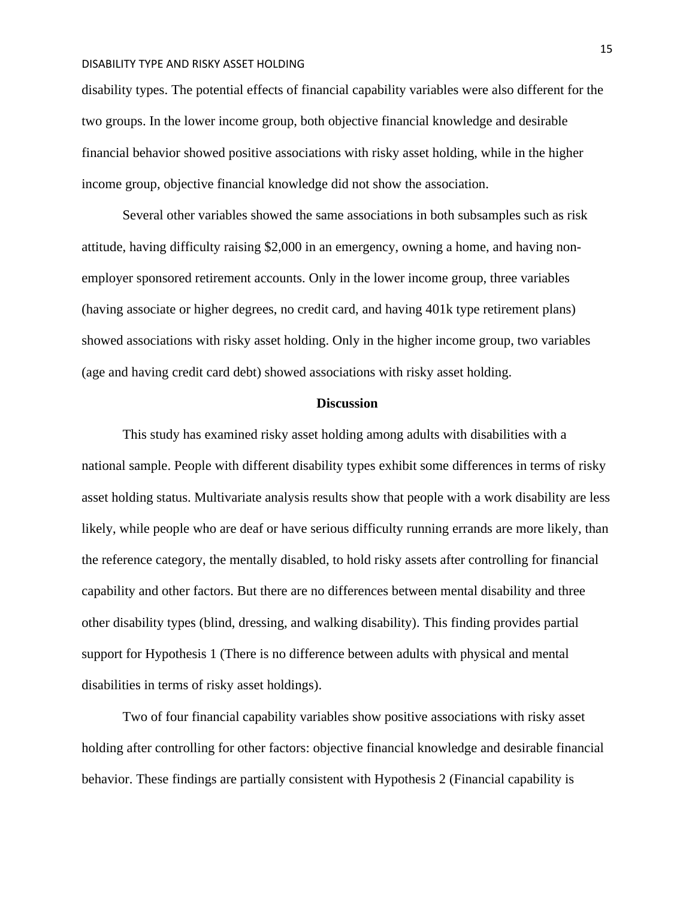disability types. The potential effects of financial capability variables were also different for the two groups. In the lower income group, both objective financial knowledge and desirable financial behavior showed positive associations with risky asset holding, while in the higher income group, objective financial knowledge did not show the association.

Several other variables showed the same associations in both subsamples such as risk attitude, having difficulty raising $2,000 in an emergency, owning a home, and having non-employer sponsored retirement accounts. Only in the lower income group, three variables (having associate or higher degrees, no credit card, and having 401k type retirement plans) showed associations with risky asset holding. Only in the higher income group, two variables (age and having credit card debt) showed associations with risky asset holding.

## Discussion

This study has examined risky asset holding among adults with disabilities with a national sample. People with different disability types exhibit some differences in terms of risky asset holding status. Multivariate analysis results show that people with a work disability are less likely, while people who are deaf or have serious difficulty running errands are more likely, than the reference category, the mentally disabled, to hold risky assets after controlling for financial capability and other factors. But there are no differences between mental disability and three other disability types (blind, dressing, and walking disability). This finding provides partial support for Hypothesis 1 (There is no difference between adults with physical and mental disabilities in terms of risky asset holdings).

Two of four financial capability variables show positive associations with risky asset holding after controlling for other factors: objective financial knowledge and desirable financial behavior. These findings are partially consistent with Hypothesis 2 (Financial capability is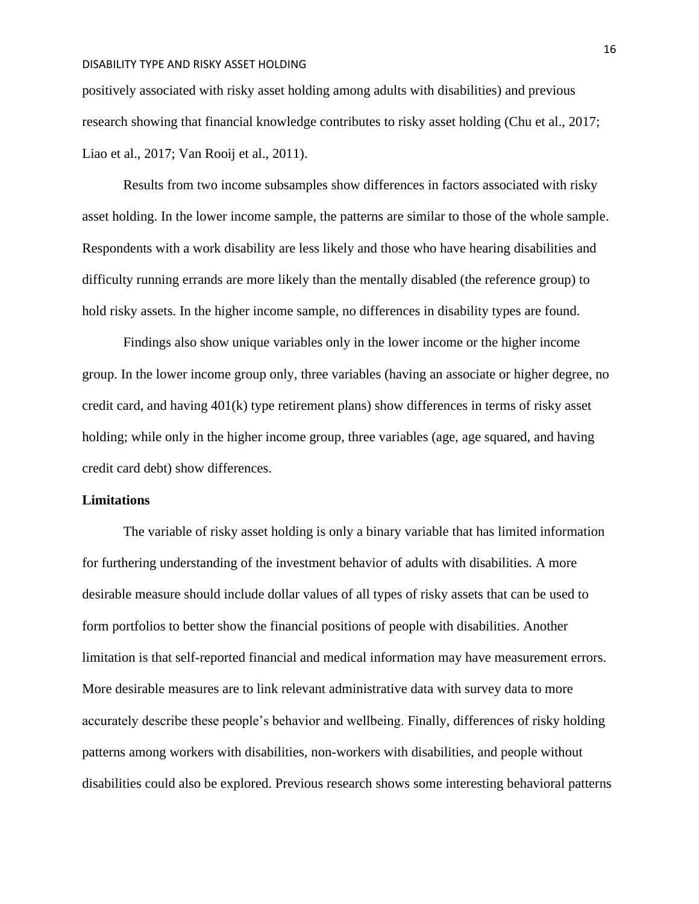positively associated with risky asset holding among adults with disabilities) and previous research showing that financial knowledge contributes to risky asset holding (Chu et al., 2017; Liao et al., 2017; Van Rooij et al., 2011).

Results from two income subsamples show differences in factors associated with risky asset holding. In the lower income sample, the patterns are similar to those of the whole sample. Respondents with a work disability are less likely and those who have hearing disabilities and difficulty running errands are more likely than the mentally disabled (the reference group) to hold risky assets. In the higher income sample, no differences in disability types are found.

Findings also show unique variables only in the lower income or the higher income group. In the lower income group only, three variables (having an associate or higher degree, no credit card, and having 401(k) type retirement plans) show differences in terms of risky asset holding; while only in the higher income group, three variables (age, age squared, and having credit card debt) show differences.

**Limitations**

The variable of risky asset holding is only a binary variable that has limited information for furthering understanding of the investment behavior of adults with disabilities. A more desirable measure should include dollar values of all types of risky assets that can be used to form portfolios to better show the financial positions of people with disabilities. Another limitation is that self-reported financial and medical information may have measurement errors. More desirable measures are to link relevant administrative data with survey data to more accurately describe these people's behavior and wellbeing. Finally, differences of risky holding patterns among workers with disabilities, non-workers with disabilities, and people without disabilities could also be explored. Previous research shows some interesting behavioral patterns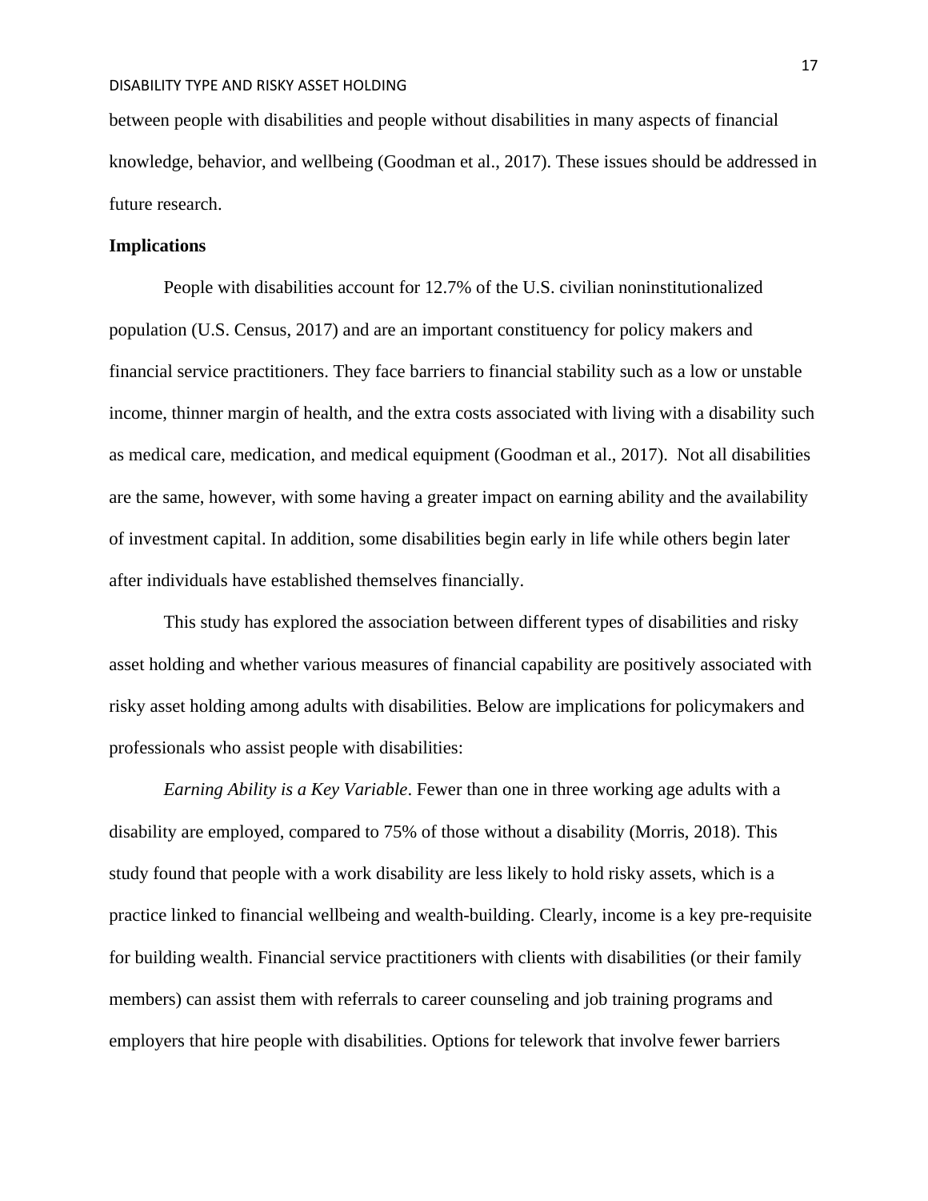between people with disabilities and people without disabilities in many aspects of financial knowledge, behavior, and wellbeing (Goodman et al., 2017). These issues should be addressed in future research.

## Implications

People with disabilities account for 12.7% of the U.S. civilian noninstitutionalized population (U.S. Census, 2017) and are an important constituency for policy makers and financial service practitioners. They face barriers to financial stability such as a low or unstable income, thinner margin of health, and the extra costs associated with living with a disability such as medical care, medication, and medical equipment (Goodman et al., 2017). Not all disabilities are the same, however, with some having a greater impact on earning ability and the availability of investment capital. In addition, some disabilities begin early in life while others begin later after individuals have established themselves financially.

This study has explored the association between different types of disabilities and risky asset holding and whether various measures of financial capability are positively associated with risky asset holding among adults with disabilities. Below are implications for policymakers and professionals who assist people with disabilities:

*Earning Ability is a Key Variable*. Fewer than one in three working age adults with a disability are employed, compared to 75% of those without a disability (Morris, 2018). This study found that people with a work disability are less likely to hold risky assets, which is a practice linked to financial wellbeing and wealth-building. Clearly, income is a key pre-requisite for building wealth. Financial service practitioners with clients with disabilities (or their family members) can assist them with referrals to career counseling and job training programs and employers that hire people with disabilities. Options for telework that involve fewer barriers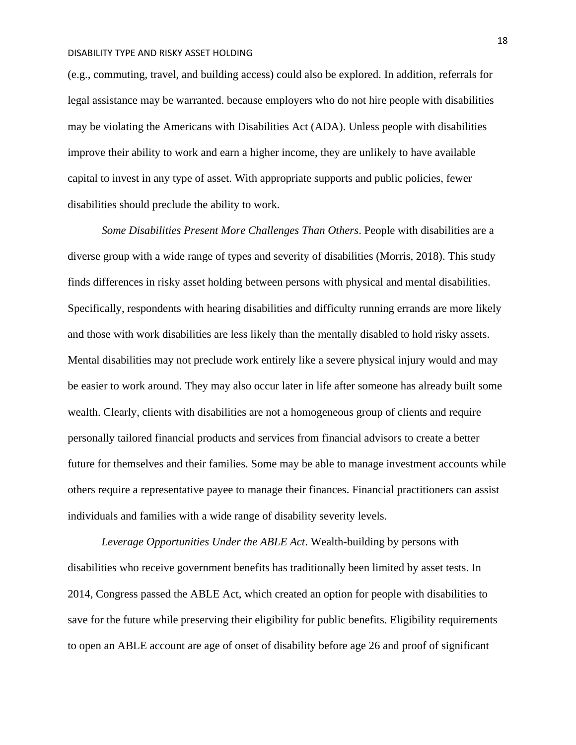(e.g., commuting, travel, and building access) could also be explored. In addition, referrals for legal assistance may be warranted. because employers who do not hire people with disabilities may be violating the Americans with Disabilities Act (ADA). Unless people with disabilities improve their ability to work and earn a higher income, they are unlikely to have available capital to invest in any type of asset. With appropriate supports and public policies, fewer disabilities should preclude the ability to work.

*Some Disabilities Present More Challenges Than Others*. People with disabilities are a diverse group with a wide range of types and severity of disabilities (Morris, 2018). This study finds differences in risky asset holding between persons with physical and mental disabilities. Specifically, respondents with hearing disabilities and difficulty running errands are more likely and those with work disabilities are less likely than the mentally disabled to hold risky assets. Mental disabilities may not preclude work entirely like a severe physical injury would and may be easier to work around. They may also occur later in life after someone has already built some wealth. Clearly, clients with disabilities are not a homogeneous group of clients and require personally tailored financial products and services from financial advisors to create a better future for themselves and their families. Some may be able to manage investment accounts while others require a representative payee to manage their finances. Financial practitioners can assist individuals and families with a wide range of disability severity levels.

*Leverage Opportunities Under the ABLE Act*. Wealth-building by persons with disabilities who receive government benefits has traditionally been limited by asset tests. In 2014, Congress passed the ABLE Act, which created an option for people with disabilities to save for the future while preserving their eligibility for public benefits. Eligibility requirements to open an ABLE account are age of onset of disability before age 26 and proof of significant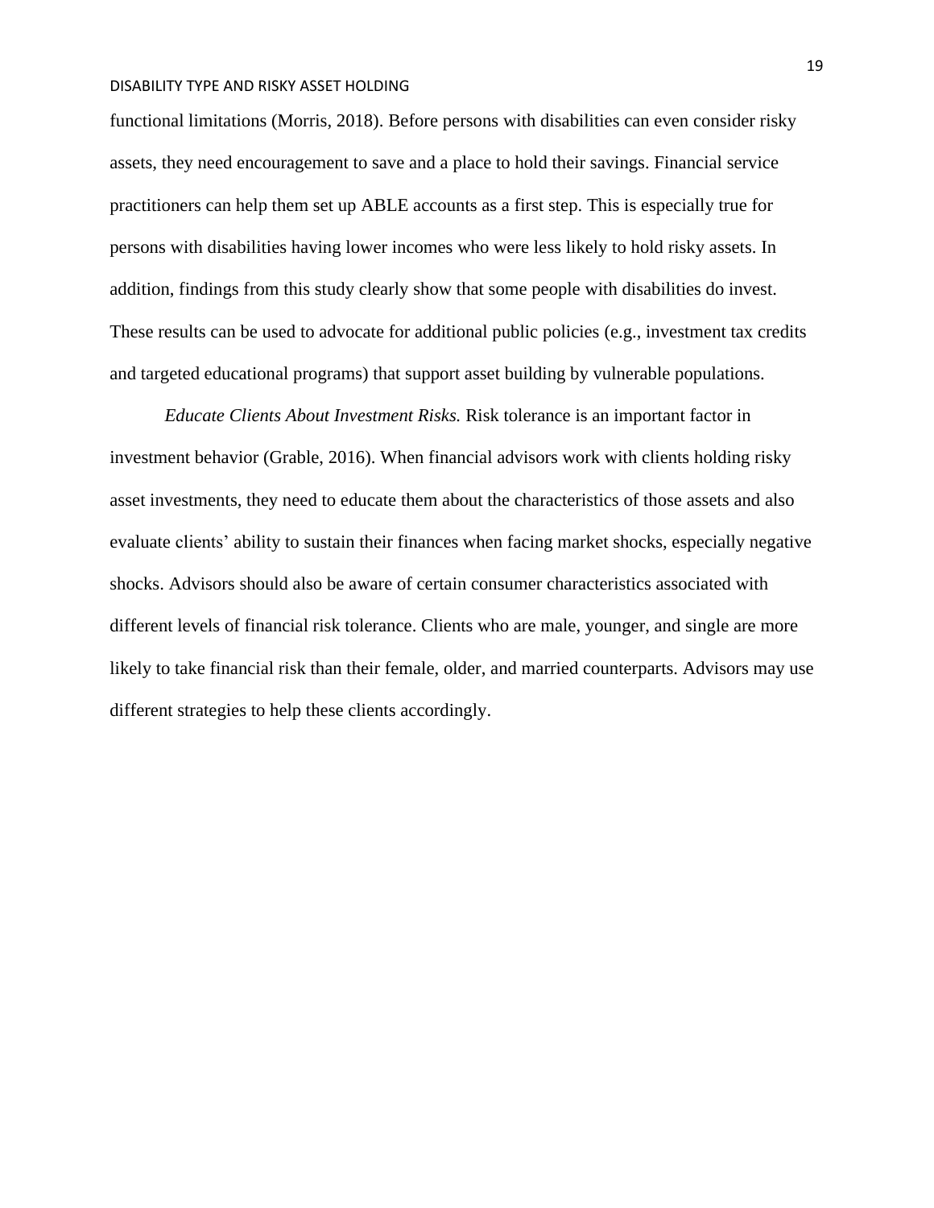functional limitations (Morris, 2018). Before persons with disabilities can even consider risky assets, they need encouragement to save and a place to hold their savings. Financial service practitioners can help them set up ABLE accounts as a first step. This is especially true for persons with disabilities having lower incomes who were less likely to hold risky assets. In addition, findings from this study clearly show that some people with disabilities do invest. These results can be used to advocate for additional public policies (e.g., investment tax credits and targeted educational programs) that support asset building by vulnerable populations.

*Educate Clients About Investment Risks.* Risk tolerance is an important factor in investment behavior (Grable, 2016). When financial advisors work with clients holding risky asset investments, they need to educate them about the characteristics of those assets and also evaluate clients' ability to sustain their finances when facing market shocks, especially negative shocks. Advisors should also be aware of certain consumer characteristics associated with different levels of financial risk tolerance. Clients who are male, younger, and single are more likely to take financial risk than their female, older, and married counterparts. Advisors may use different strategies to help these clients accordingly.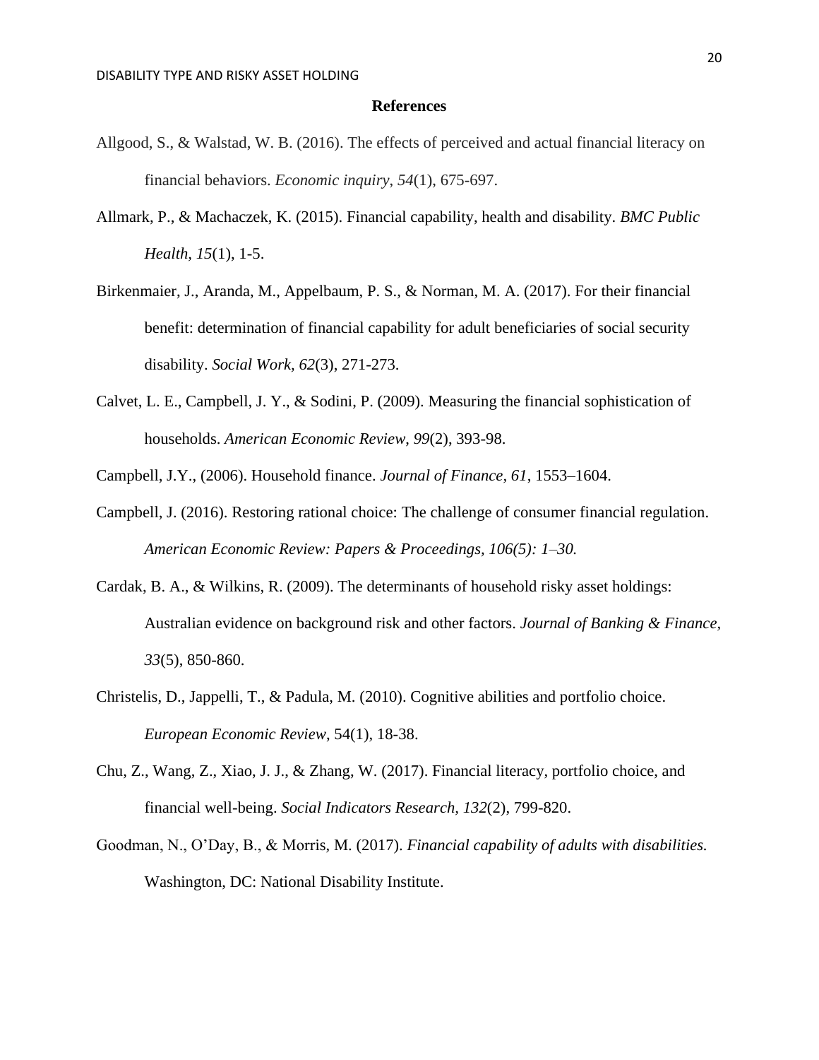**References**

Allgood, S., & Walstad, W. B. (2016). The effects of perceived and actual financial literacy on financial behaviors. *Economic inquiry*, *54*(1), 675-697.

Allmark, P., & Machaczek, K. (2015). Financial capability, health and disability. *BMC Public Health, 15*(1), 1-5.

Birkenmaier, J., Aranda, M., Appelbaum, P. S., & Norman, M. A. (2017). For their financial benefit: determination of financial capability for adult beneficiaries of social security disability. *Social Work, 62*(3), 271-273.

Calvet, L. E., Campbell, J. Y., & Sodini, P. (2009). Measuring the financial sophistication of households. *American Economic Review*, *99*(2), 393-98.

Campbell, J.Y., (2006). Household finance. *Journal of Finance*, *61*, 1553–1604.

Campbell, J. (2016). Restoring rational choice: The challenge of consumer financial regulation. *American Economic Review: Papers & Proceedings, 106(5): 1–30.*

Cardak, B. A., & Wilkins, R. (2009). The determinants of household risky asset holdings: Australian evidence on background risk and other factors. *Journal of Banking & Finance*, *33*(5), 850-860.

Christelis, D., Jappelli, T., & Padula, M. (2010). Cognitive abilities and portfolio choice. *European Economic Review*, 54(1), 18-38.

Chu, Z., Wang, Z., Xiao, J. J., & Zhang, W. (2017). Financial literacy, portfolio choice, and financial well-being. *Social Indicators Research, 132*(2), 799-820.

Goodman, N., O'Day, B., & Morris, M. (2017). *Financial capability of adults with disabilities.* Washington, DC: National Disability Institute.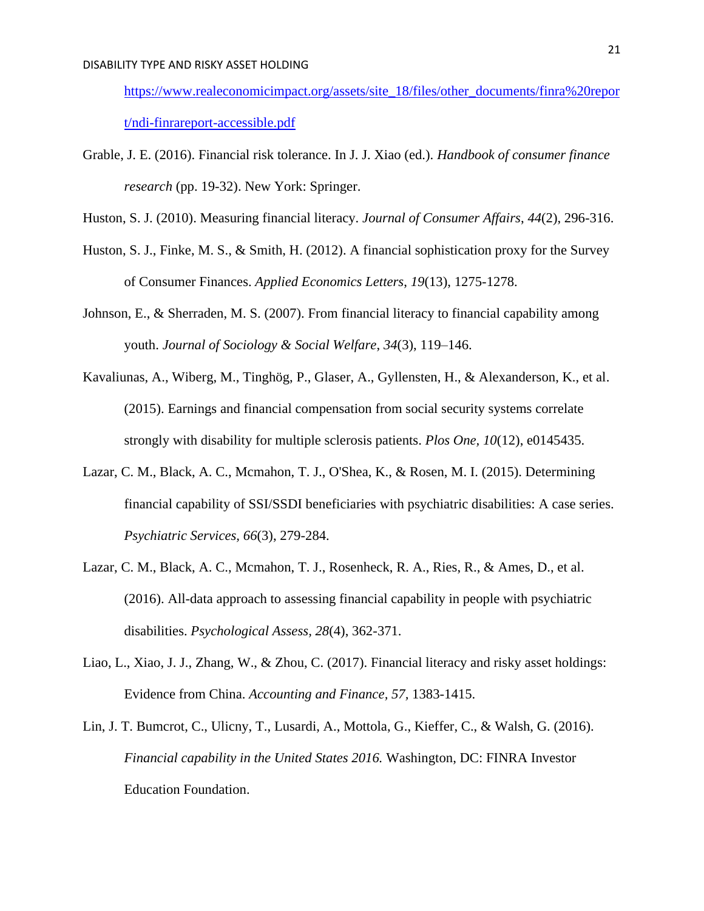https://www.realeconomicimpact.org/assets/site_18/files/other_documents/finra%20report/ndi-finrareport-accessible.pdf

Grable, J. E. (2016). Financial risk tolerance. In J. J. Xiao (ed.). *Handbook of consumer finance research* (pp. 19-32). New York: Springer.

Huston, S. J. (2010). Measuring financial literacy. *Journal of Consumer Affairs, 44*(2), 296-316.

Huston, S. J., Finke, M. S., & Smith, H. (2012). A financial sophistication proxy for the Survey of Consumer Finances. *Applied Economics Letters, 19*(13), 1275-1278.

Johnson, E., & Sherraden, M. S. (2007). From financial literacy to financial capability among youth. *Journal of Sociology & Social Welfare, 34*(3), 119–146.

Kavaliunas, A., Wiberg, M., Tinghög, P., Glaser, A., Gyllensten, H., & Alexanderson, K., et al. (2015). Earnings and financial compensation from social security systems correlate strongly with disability for multiple sclerosis patients. *Plos One, 10*(12), e0145435.

Lazar, C. M., Black, A. C., Mcmahon, T. J., O'Shea, K., & Rosen, M. I. (2015). Determining financial capability of SSI/SSDI beneficiaries with psychiatric disabilities: A case series. *Psychiatric Services, 66*(3), 279-284.

Lazar, C. M., Black, A. C., Mcmahon, T. J., Rosenheck, R. A., Ries, R., & Ames, D., et al. (2016). All-data approach to assessing financial capability in people with psychiatric disabilities. *Psychological Assess, 28*(4), 362-371.

Liao, L., Xiao, J. J., Zhang, W., & Zhou, C. (2017). Financial literacy and risky asset holdings: Evidence from China. *Accounting and Finance, 57,* 1383-1415.

Lin, J. T. Bumcrot, C., Ulicny, T., Lusardi, A., Mottola, G., Kieffer, C., & Walsh, G. (2016). *Financial capability in the United States 2016.* Washington, DC: FINRA Investor Education Foundation.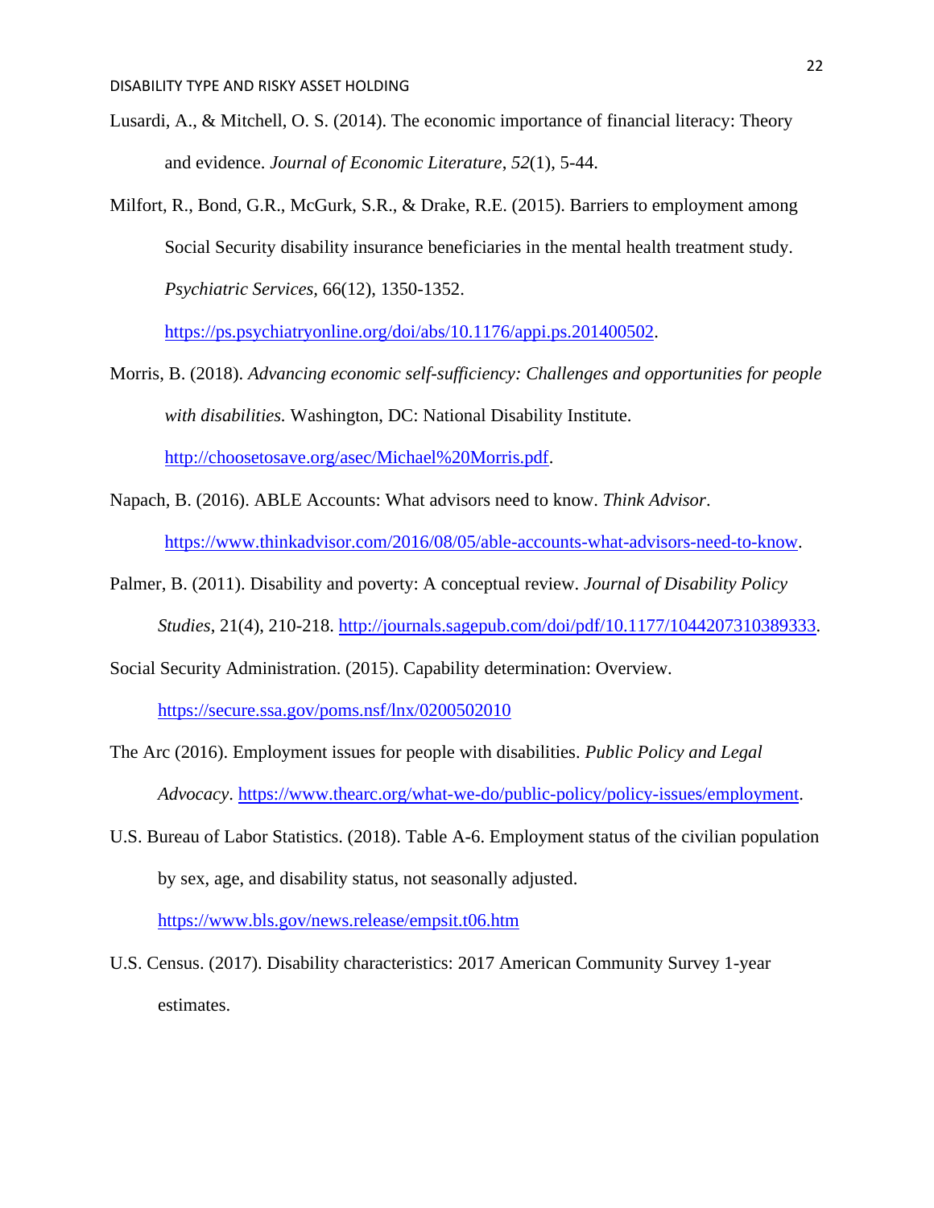Lusardi, A., & Mitchell, O. S. (2014). The economic importance of financial literacy: Theory and evidence. *Journal of Economic Literature*, *52*(1), 5-44.

Milfort, R., Bond, G.R., McGurk, S.R., & Drake, R.E. (2015). Barriers to employment among Social Security disability insurance beneficiaries in the mental health treatment study. *Psychiatric Services*, 66(12), 1350-1352. https://ps.psychiatryonline.org/doi/abs/10.1176/appi.ps.201400502.

Morris, B. (2018). *Advancing economic self-sufficiency: Challenges and opportunities for people with disabilities.* Washington, DC: National Disability Institute. http://choosetosave.org/asec/Michael%20Morris.pdf.

Napach, B. (2016). ABLE Accounts: What advisors need to know. *Think Advisor*. https://www.thinkadvisor.com/2016/08/05/able-accounts-what-advisors-need-to-know.

Palmer, B. (2011). Disability and poverty: A conceptual review. *Journal of Disability Policy Studies*, 21(4), 210-218. http://journals.sagepub.com/doi/pdf/10.1177/1044207310389333.

Social Security Administration. (2015). Capability determination: Overview. https://secure.ssa.gov/poms.nsf/lnx/0200502010

The Arc (2016). Employment issues for people with disabilities. *Public Policy and Legal Advocacy*. https://www.thearc.org/what-we-do/public-policy/policy-issues/employment.

U.S. Bureau of Labor Statistics. (2018). Table A-6. Employment status of the civilian population by sex, age, and disability status, not seasonally adjusted. https://www.bls.gov/news.release/empsit.t06.htm

U.S. Census. (2017). Disability characteristics: 2017 American Community Survey 1-year estimates.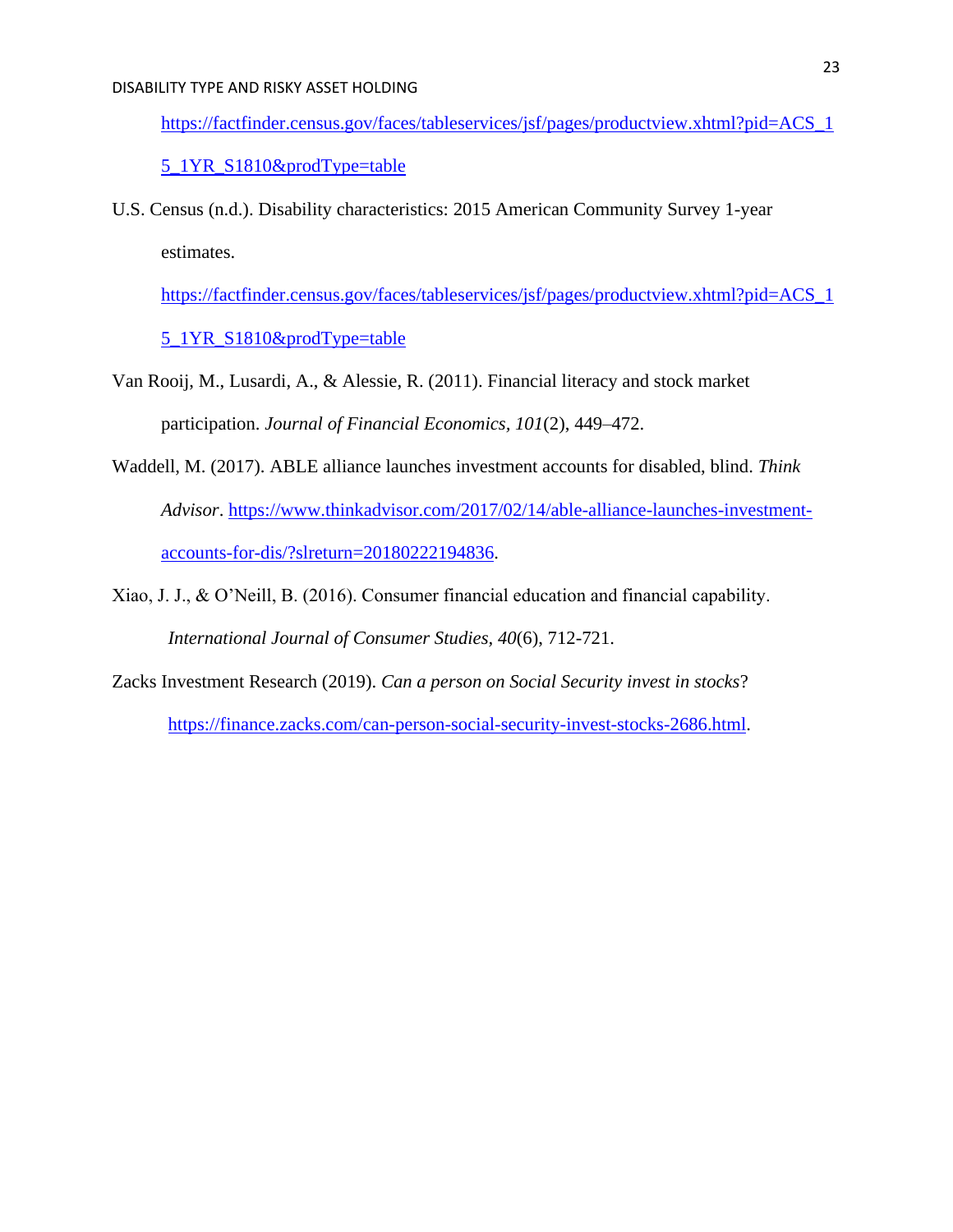https://factfinder.census.gov/faces/tableservices/jsf/pages/productview.xhtml?pid=ACS_15_1YR_S1810&prodType=table

U.S. Census (n.d.). Disability characteristics: 2015 American Community Survey 1-year estimates. https://factfinder.census.gov/faces/tableservices/jsf/pages/productview.xhtml?pid=ACS_15_1YR_S1810&prodType=table

Van Rooij, M., Lusardi, A., & Alessie, R. (2011). Financial literacy and stock market participation. *Journal of Financial Economics*, *101*(2), 449–472.

Waddell, M. (2017). ABLE alliance launches investment accounts for disabled, blind. *Think Advisor*. https://www.thinkadvisor.com/2017/02/14/able-alliance-launches-investment-accounts-for-dis/?slreturn=20180222194836.

Xiao, J. J., & O'Neill, B. (2016). Consumer financial education and financial capability. *International Journal of Consumer Studies, 40*(6), 712-721.

Zacks Investment Research (2019). *Can a person on Social Security invest in stocks*? https://finance.zacks.com/can-person-social-security-invest-stocks-2686.html.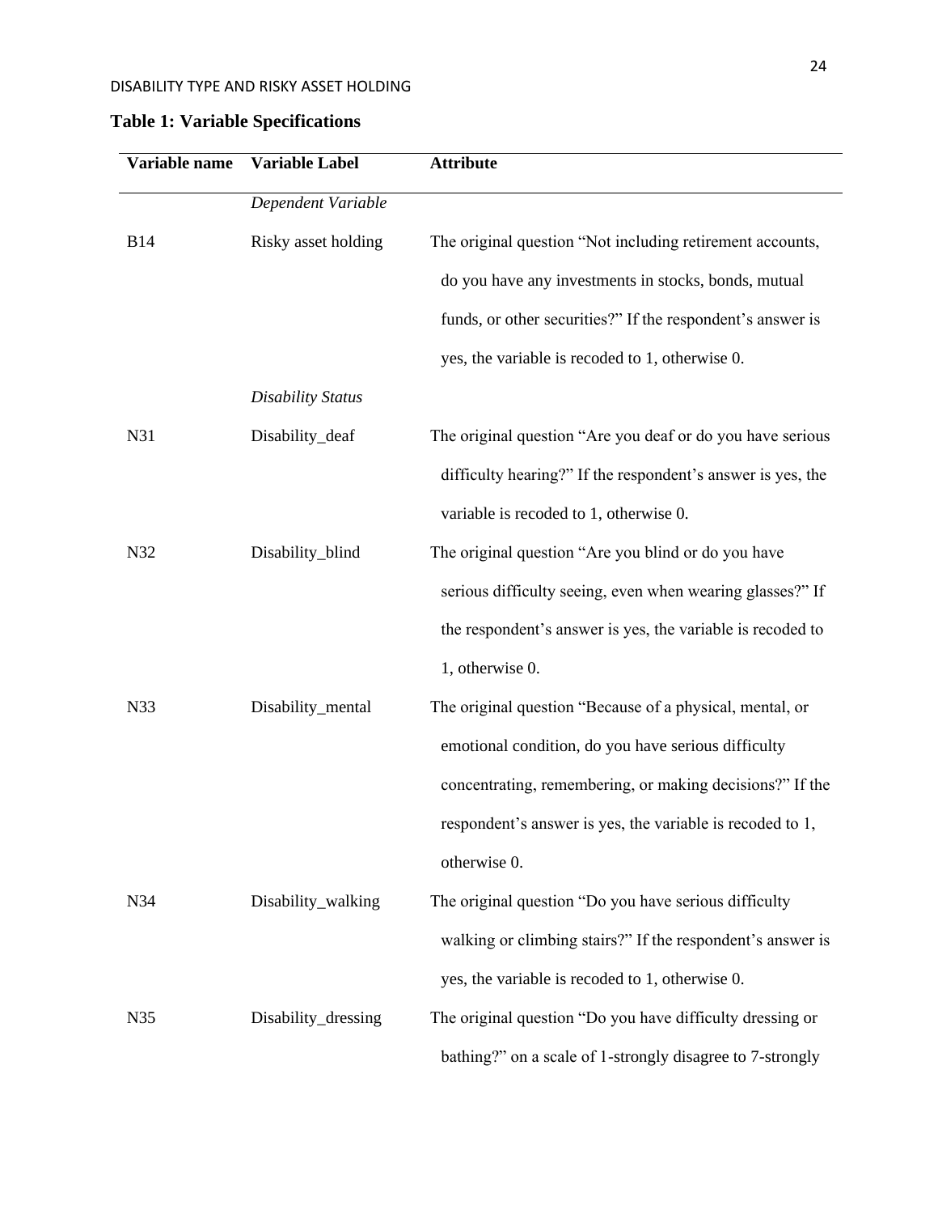**Table 1: Variable Specifications**

| Variable name | Variable Label | Attribute |
|---|---|---|
| | *Dependent Variable* | |
| B14 | Risky asset holding | The original question "Not including retirement accounts, do you have any investments in stocks, bonds, mutual funds, or other securities?" If the respondent's answer is yes, the variable is recoded to 1, otherwise 0. |
| | *Disability Status* | |
| N31 | Disability_deaf | The original question "Are you deaf or do you have serious difficulty hearing?" If the respondent's answer is yes, the variable is recoded to 1, otherwise 0. |
| N32 | Disability_blind | The original question "Are you blind or do you have serious difficulty seeing, even when wearing glasses?" If the respondent's answer is yes, the variable is recoded to 1, otherwise 0. |
| N33 | Disability_mental | The original question "Because of a physical, mental, or emotional condition, do you have serious difficulty concentrating, remembering, or making decisions?" If the respondent's answer is yes, the variable is recoded to 1, otherwise 0. |
| N34 | Disability_walking | The original question "Do you have serious difficulty walking or climbing stairs?" If the respondent's answer is yes, the variable is recoded to 1, otherwise 0. |
| N35 | Disability_dressing | The original question "Do you have difficulty dressing or bathing?" on a scale of 1-strongly disagree to 7-strongly |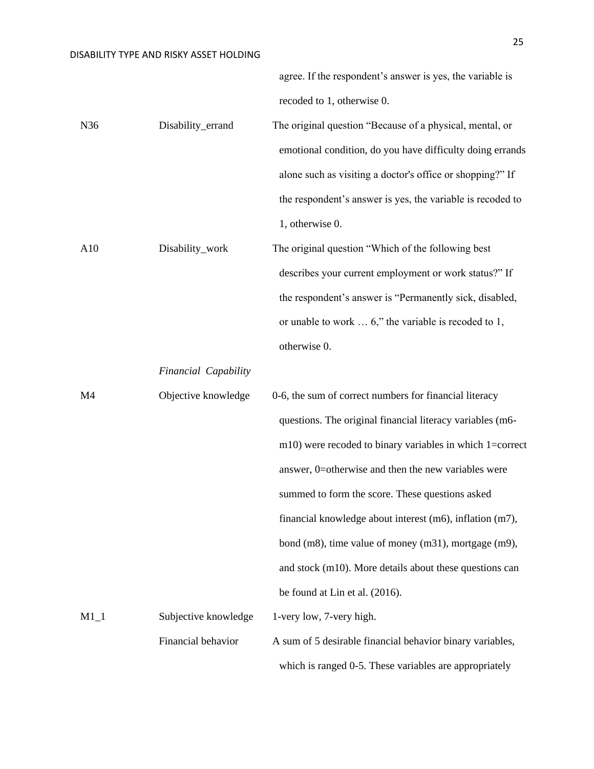| | | |
|---|---|---|
| | | agree. If the respondent's answer is yes, the variable is recoded to 1, otherwise 0. |
| N36 | Disability_errand | The original question "Because of a physical, mental, or emotional condition, do you have difficulty doing errands alone such as visiting a doctor's office or shopping?" If the respondent's answer is yes, the variable is recoded to 1, otherwise 0. |
| A10 | Disability_work | The original question "Which of the following best describes your current employment or work status?" If the respondent's answer is "Permanently sick, disabled, or unable to work … 6," the variable is recoded to 1, otherwise 0. |
| | *Financial Capability* | |
| M4 | Objective knowledge | 0-6, the sum of correct numbers for financial literacy questions. The original financial literacy variables (m6-m10) were recoded to binary variables in which 1=correct answer, 0=otherwise and then the new variables were summed to form the score. These questions asked financial knowledge about interest (m6), inflation (m7), bond (m8), time value of money (m31), mortgage (m9), and stock (m10). More details about these questions can be found at Lin et al. (2016). |
| M1_1 | Subjective knowledge | 1-very low, 7-very high. |
| | Financial behavior | A sum of 5 desirable financial behavior binary variables, which is ranged 0-5. These variables are appropriately |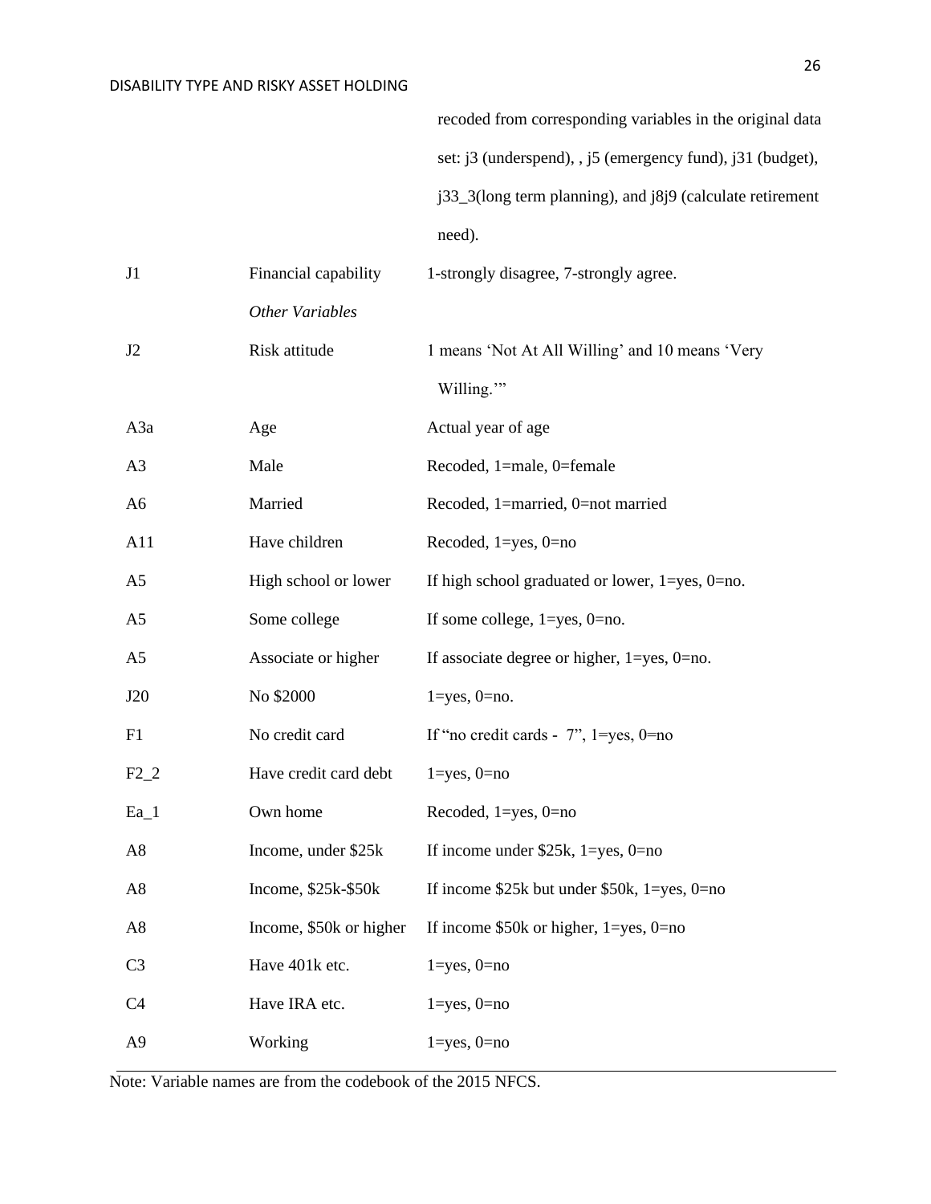| | | recoded from corresponding variables in the original data set: j3 (underspend), , j5 (emergency fund), j31 (budget), j33_3(long term planning), and j8j9 (calculate retirement need). |
|---|---|---|
| J1 | Financial capability | 1-strongly disagree, 7-strongly agree. |
| | *Other Variables* | |
| J2 | Risk attitude | 1 means 'Not At All Willing' and 10 means 'Very Willing.'" |
| A3a | Age | Actual year of age |
| A3 | Male | Recoded, 1=male, 0=female |
| A6 | Married | Recoded, 1=married, 0=not married |
| A11 | Have children | Recoded, 1=yes, 0=no |
| A5 | High school or lower | If high school graduated or lower, 1=yes, 0=no. |
| A5 | Some college | If some college, 1=yes, 0=no. |
| A5 | Associate or higher | If associate degree or higher, 1=yes, 0=no. |
| J20 | No $2000 | 1=yes, 0=no. |
| F1 | No credit card | If "no credit cards - 7", 1=yes, 0=no |
| F2_2 | Have credit card debt | 1=yes, 0=no |
| Ea_1 | Own home | Recoded, 1=yes, 0=no |
| A8 | Income, under $25k | If income under $25k, 1=yes, 0=no |
| A8 | Income, $25k-$50k | If income $25k but under $50k, 1=yes, 0=no |
| A8 | Income, $50k or higher | If income $50k or higher, 1=yes, 0=no |
| C3 | Have 401k etc. | 1=yes, 0=no |
| C4 | Have IRA etc. | 1=yes, 0=no |
| A9 | Working | 1=yes, 0=no |

Note: Variable names are from the codebook of the 2015 NFCS.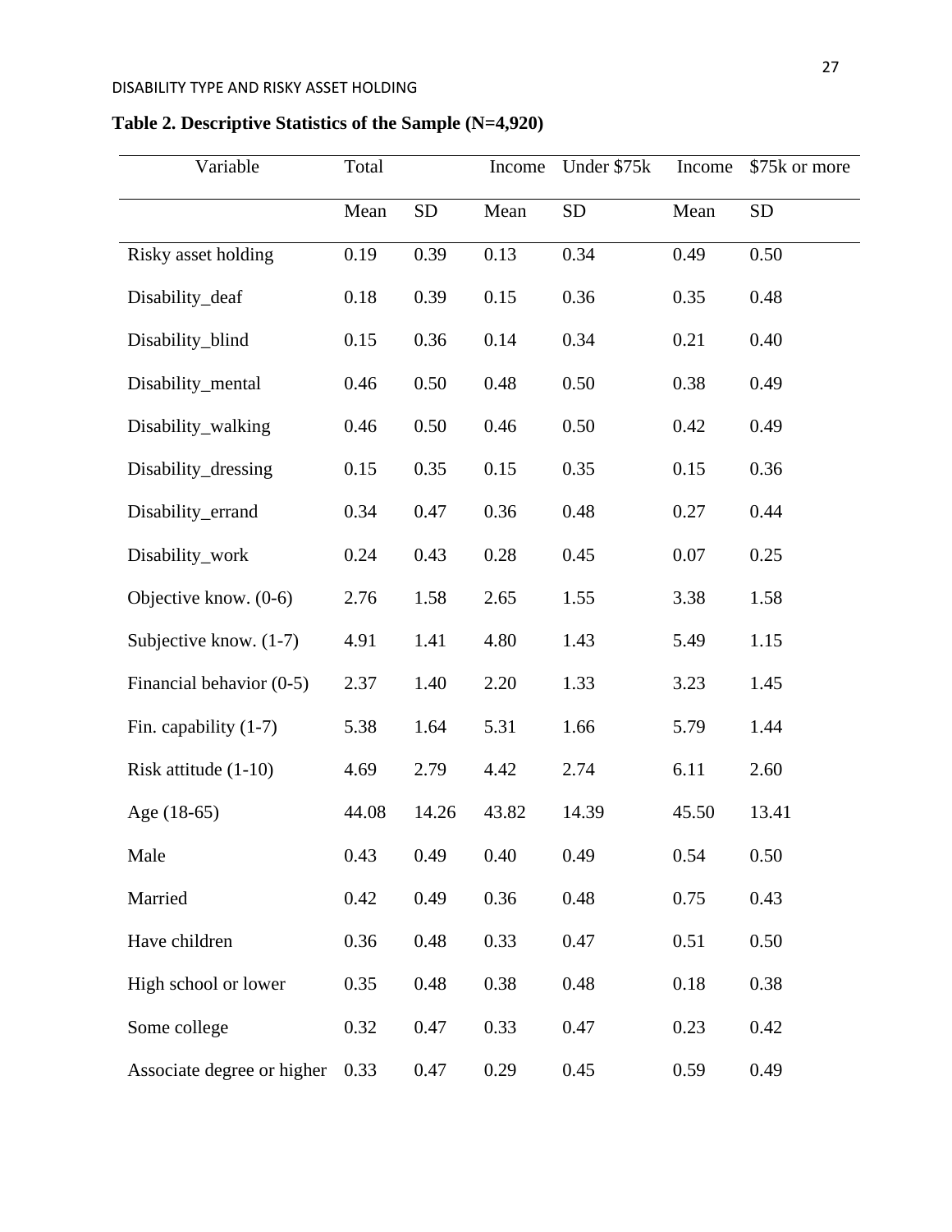**Table 2. Descriptive Statistics of the Sample (N=4,920)**

| Variable | Total | | Income | Under $75k | Income | $75k or more |
|---|---|---|---|---|---|---|
| | Mean | SD | Mean | SD | Mean | SD |
| Risky asset holding | 0.19 | 0.39 | 0.13 | 0.34 | 0.49 | 0.50 |
| Disability_deaf | 0.18 | 0.39 | 0.15 | 0.36 | 0.35 | 0.48 |
| Disability_blind | 0.15 | 0.36 | 0.14 | 0.34 | 0.21 | 0.40 |
| Disability_mental | 0.46 | 0.50 | 0.48 | 0.50 | 0.38 | 0.49 |
| Disability_walking | 0.46 | 0.50 | 0.46 | 0.50 | 0.42 | 0.49 |
| Disability_dressing | 0.15 | 0.35 | 0.15 | 0.35 | 0.15 | 0.36 |
| Disability_errand | 0.34 | 0.47 | 0.36 | 0.48 | 0.27 | 0.44 |
| Disability_work | 0.24 | 0.43 | 0.28 | 0.45 | 0.07 | 0.25 |
| Objective know. (0-6) | 2.76 | 1.58 | 2.65 | 1.55 | 3.38 | 1.58 |
| Subjective know. (1-7) | 4.91 | 1.41 | 4.80 | 1.43 | 5.49 | 1.15 |
| Financial behavior (0-5) | 2.37 | 1.40 | 2.20 | 1.33 | 3.23 | 1.45 |
| Fin. capability (1-7) | 5.38 | 1.64 | 5.31 | 1.66 | 5.79 | 1.44 |
| Risk attitude (1-10) | 4.69 | 2.79 | 4.42 | 2.74 | 6.11 | 2.60 |
| Age (18-65) | 44.08 | 14.26 | 43.82 | 14.39 | 45.50 | 13.41 |
| Male | 0.43 | 0.49 | 0.40 | 0.49 | 0.54 | 0.50 |
| Married | 0.42 | 0.49 | 0.36 | 0.48 | 0.75 | 0.43 |
| Have children | 0.36 | 0.48 | 0.33 | 0.47 | 0.51 | 0.50 |
| High school or lower | 0.35 | 0.48 | 0.38 | 0.48 | 0.18 | 0.38 |
| Some college | 0.32 | 0.47 | 0.33 | 0.47 | 0.23 | 0.42 |
| Associate degree or higher | 0.33 | 0.47 | 0.29 | 0.45 | 0.59 | 0.49 |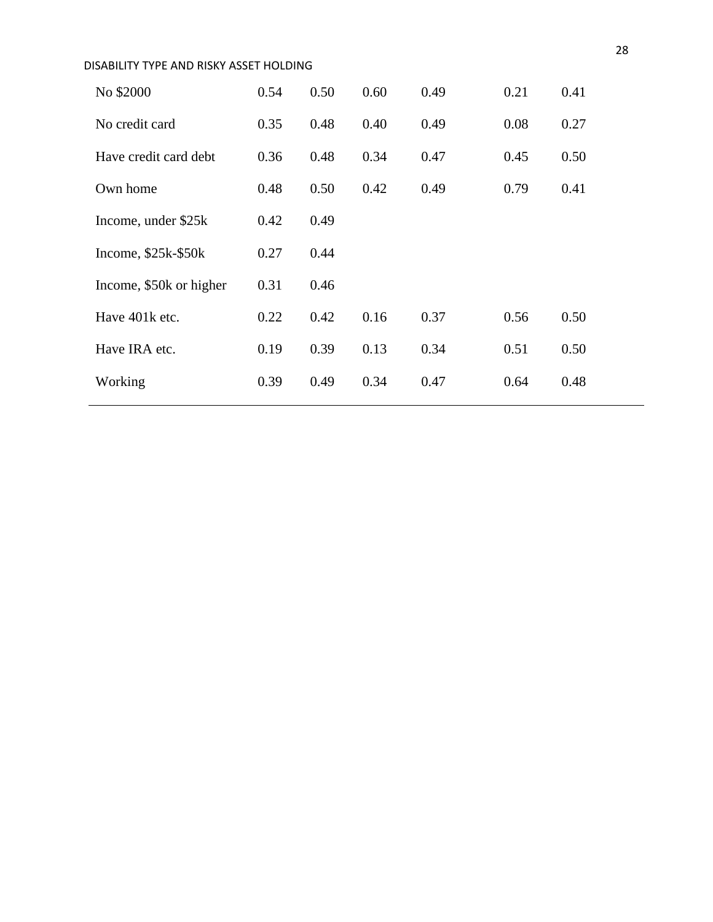| | | | | | | |
|---|---|---|---|---|---|---|
| No $2000 | 0.54 | 0.50 | 0.60 | 0.49 | 0.21 | 0.41 |
| No credit card | 0.35 | 0.48 | 0.40 | 0.49 | 0.08 | 0.27 |
| Have credit card debt | 0.36 | 0.48 | 0.34 | 0.47 | 0.45 | 0.50 |
| Own home | 0.48 | 0.50 | 0.42 | 0.49 | 0.79 | 0.41 |
| Income, under $25k | 0.42 | 0.49 | | | | |
| Income, $25k-$50k | 0.27 | 0.44 | | | | |
| Income, $50k or higher | 0.31 | 0.46 | | | | |
| Have 401k etc. | 0.22 | 0.42 | 0.16 | 0.37 | 0.56 | 0.50 |
| Have IRA etc. | 0.19 | 0.39 | 0.13 | 0.34 | 0.51 | 0.50 |
| Working | 0.39 | 0.49 | 0.34 | 0.47 | 0.64 | 0.48 |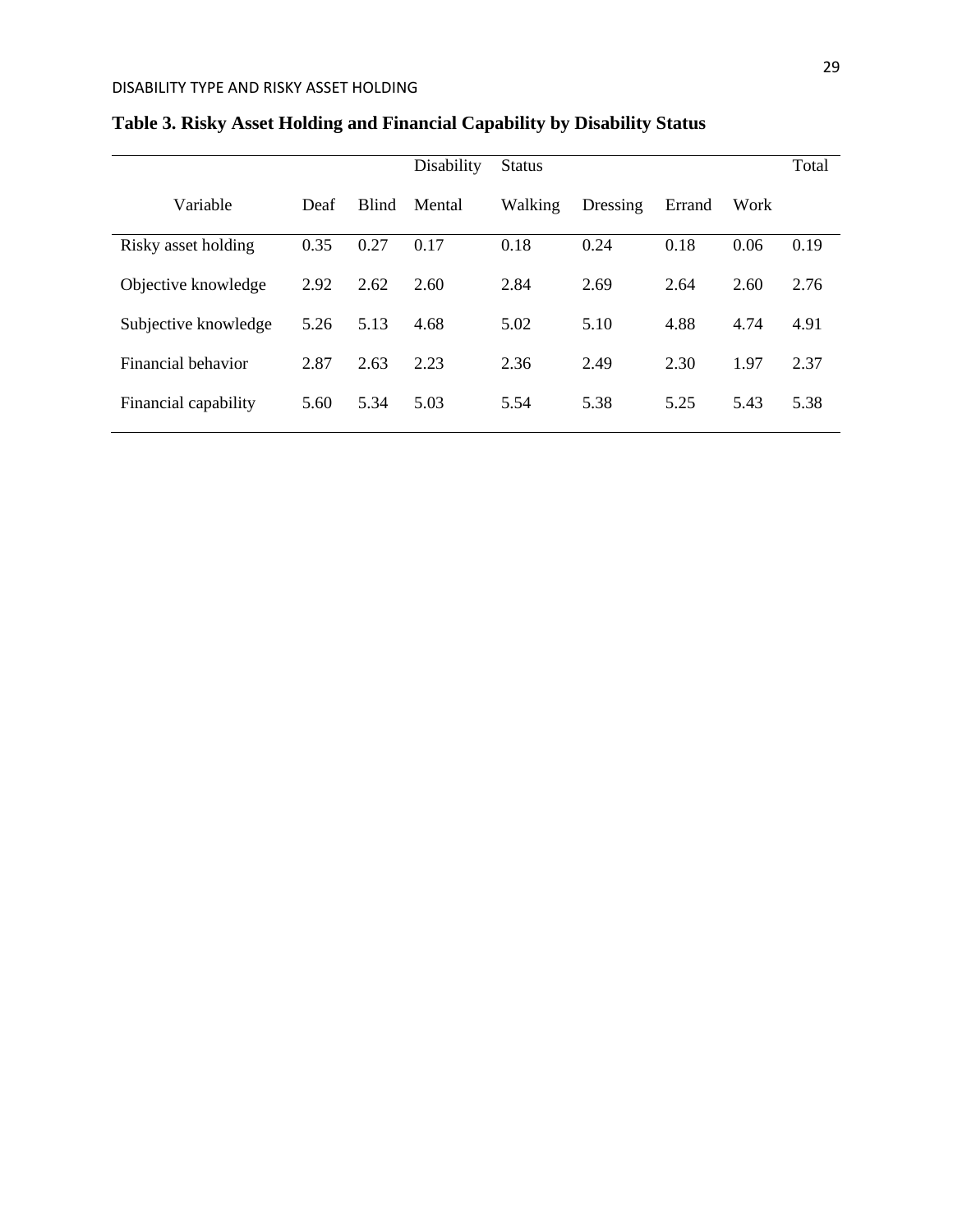**Table 3. Risky Asset Holding and Financial Capability by Disability Status**

| | | | Disability | Status | | | | Total |
|---|---|---|---|---|---|---|---|---|
| Variable | Deaf | Blind | Mental | Walking | Dressing | Errand | Work | |
| Risky asset holding | 0.35 | 0.27 | 0.17 | 0.18 | 0.24 | 0.18 | 0.06 | 0.19 |
| Objective knowledge | 2.92 | 2.62 | 2.60 | 2.84 | 2.69 | 2.64 | 2.60 | 2.76 |
| Subjective knowledge | 5.26 | 5.13 | 4.68 | 5.02 | 5.10 | 4.88 | 4.74 | 4.91 |
| Financial behavior | 2.87 | 2.63 | 2.23 | 2.36 | 2.49 | 2.30 | 1.97 | 2.37 |
| Financial capability | 5.60 | 5.34 | 5.03 | 5.54 | 5.38 | 5.25 | 5.43 | 5.38 |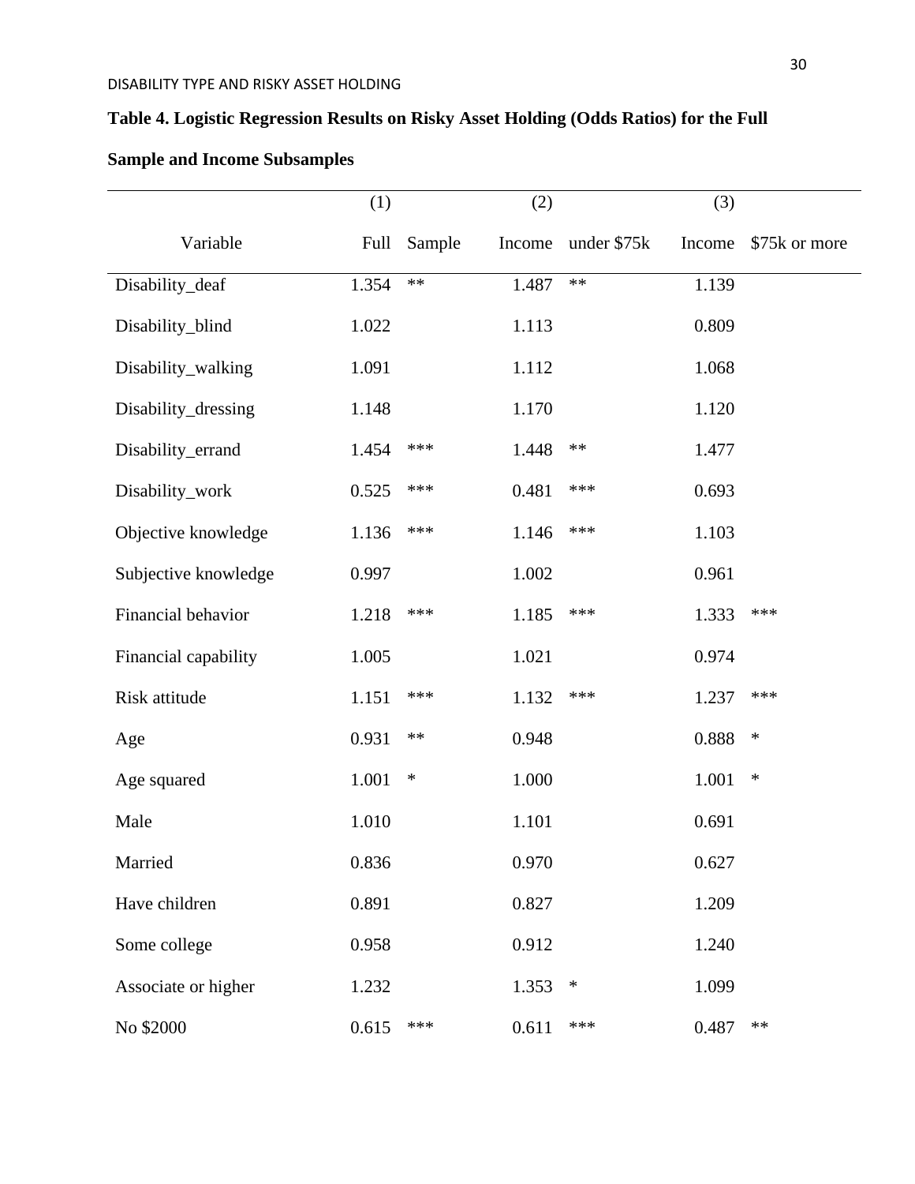**Table 4. Logistic Regression Results on Risky Asset Holding (Odds Ratios) for the Full Sample and Income Subsamples**

| | (1) | | (2) | | (3) | |
|---|---|---|---|---|---|---|
| Variable | Full | Sample | Income | under $75k | Income | $75k or more |
| Disability_deaf | 1.354 | ** | 1.487 | ** | 1.139 | |
| Disability_blind | 1.022 | | 1.113 | | 0.809 | |
| Disability_walking | 1.091 | | 1.112 | | 1.068 | |
| Disability_dressing | 1.148 | | 1.170 | | 1.120 | |
| Disability_errand | 1.454 | *** | 1.448 | ** | 1.477 | |
| Disability_work | 0.525 | *** | 0.481 | *** | 0.693 | |
| Objective knowledge | 1.136 | *** | 1.146 | *** | 1.103 | |
| Subjective knowledge | 0.997 | | 1.002 | | 0.961 | |
| Financial behavior | 1.218 | *** | 1.185 | *** | 1.333 | *** |
| Financial capability | 1.005 | | 1.021 | | 0.974 | |
| Risk attitude | 1.151 | *** | 1.132 | *** | 1.237 | *** |
| Age | 0.931 | ** | 0.948 | | 0.888 | * |
| Age squared | 1.001 | * | 1.000 | | 1.001 | * |
| Male | 1.010 | | 1.101 | | 0.691 | |
| Married | 0.836 | | 0.970 | | 0.627 | |
| Have children | 0.891 | | 0.827 | | 1.209 | |
| Some college | 0.958 | | 0.912 | | 1.240 | |
| Associate or higher | 1.232 | | 1.353 | * | 1.099 | |
| No $2000 | 0.615 | *** | 0.611 | *** | 0.487 | ** |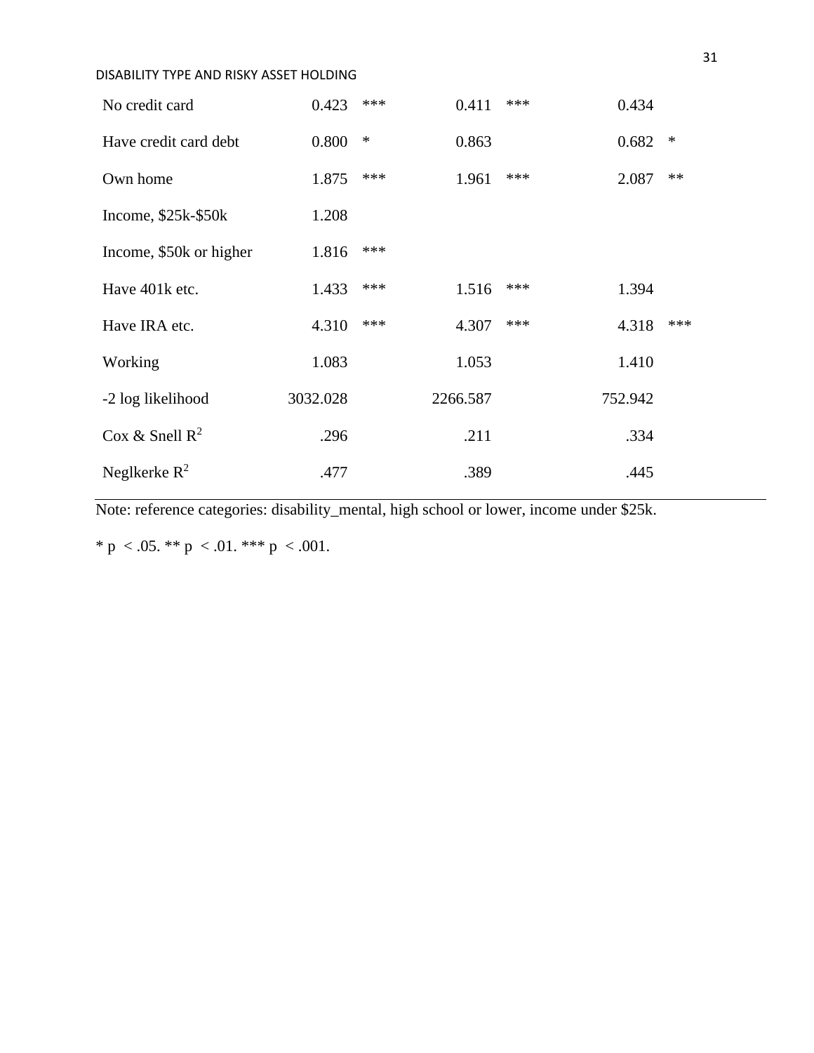| | | | | | | |
|---|---|---|---|---|---|---|
| No credit card | 0.423 | *** | 0.411 | *** | 0.434 | |
| Have credit card debt | 0.800 | * | 0.863 | | 0.682 | * |
| Own home | 1.875 | *** | 1.961 | *** | 2.087 | ** |
| Income, \$25k-\$50k | 1.208 | | | | | |
| Income, \$50k or higher | 1.816 | *** | | | | |
| Have 401k etc. | 1.433 | *** | 1.516 | *** | 1.394 | |
| Have IRA etc. | 4.310 | *** | 4.307 | *** | 4.318 | *** |
| Working | 1.083 | | 1.053 | | 1.410 | |
| -2 log likelihood | 3032.028 | | 2266.587 | | 752.942 | |
| Cox & Snell $R^2$ | .296 | | .211 | | .334 | |
| Neglkerke $R^2$ | .477 | | .389 | | .445 | |

Note: reference categories: disability_mental, high school or lower, income under \$25k.

* $p < .05$. ** $p < .01$. *** $p < .001$.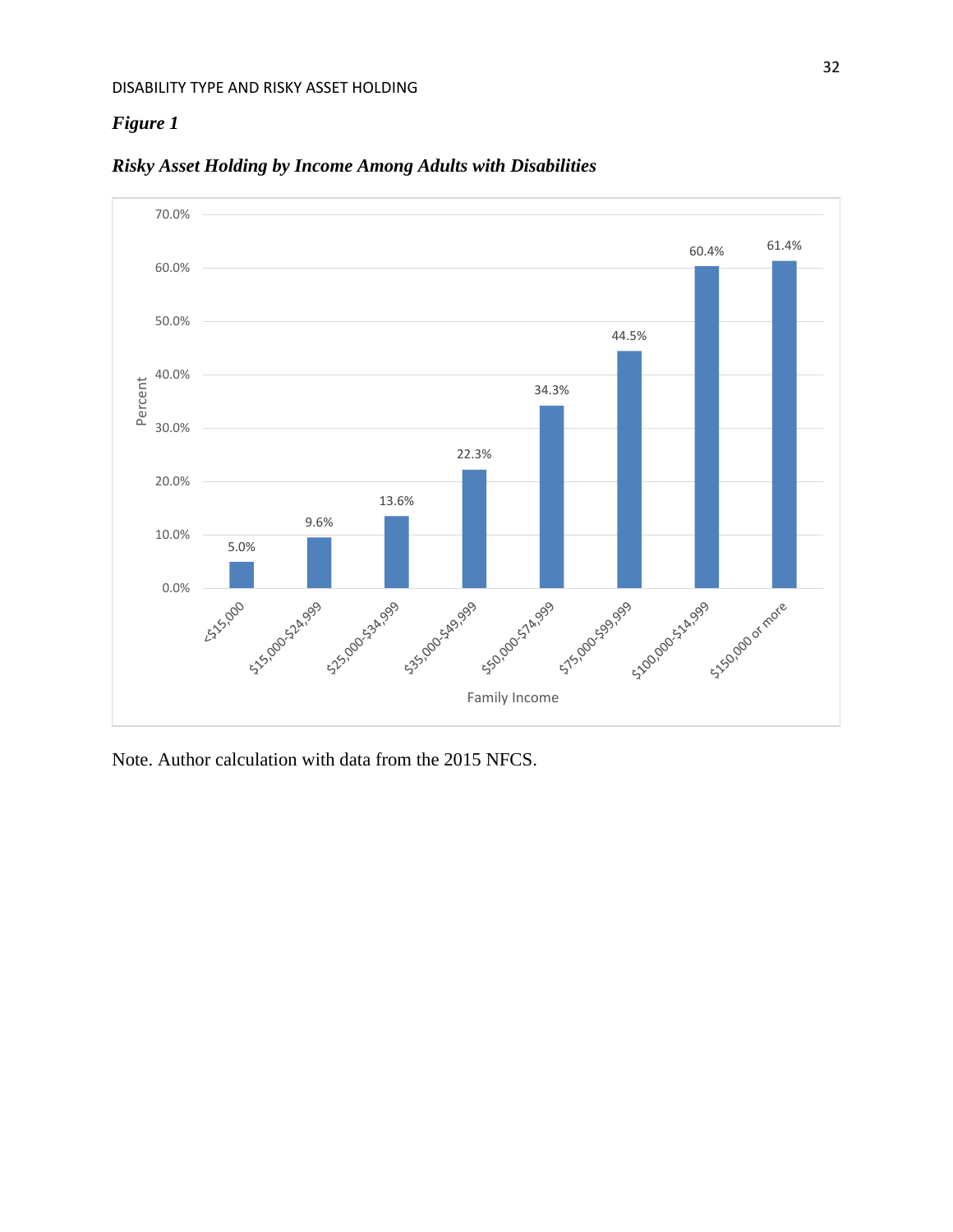*Figure 1*

***Risky Asset Holding by Income Among Adults with Disabilities***

70.0%
60.0%
50.0%
40.0%
30.0%
20.0%
10.0%
0.0%

Percent

5.0%
9.6%
13.6%
22.3%
34.3%
44.5%
60.4%
61.4%

<$15,000
$15,000-$24,999
$25,000-$34,999
$35,000-$49,999
$50,000-$74,999
$75,000-$99,999
$100,000-$14,999
$150,000 or more

Family Income

Note. Author calculation with data from the 2015 NFCS.